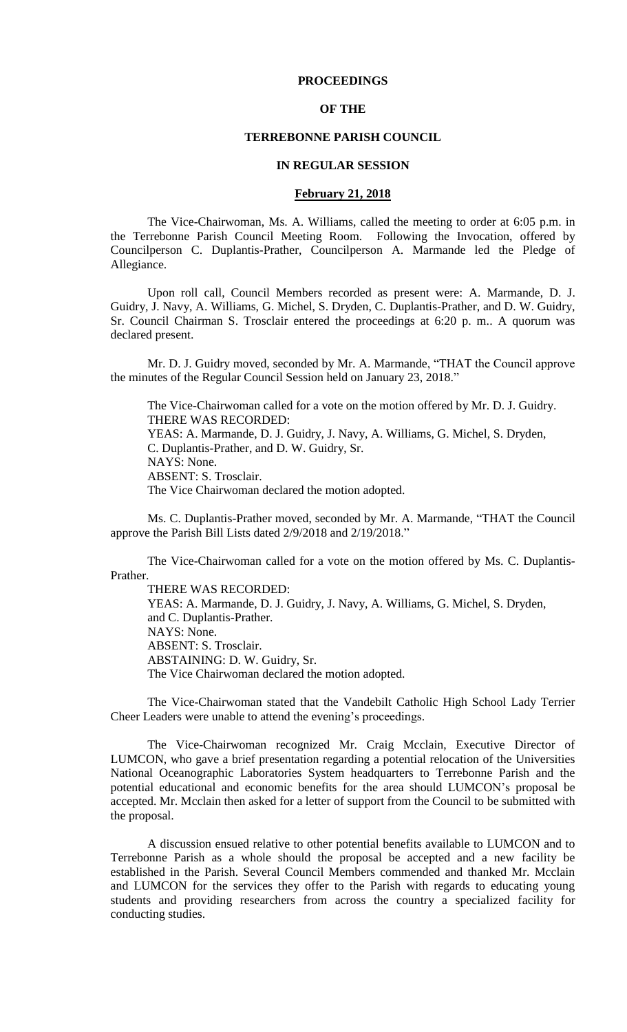**PROCEEDINGS**

**OF THE**

**TERREBONNE PARISH COUNCIL**

**IN REGULAR SESSION**

**February 21, 2018**

The Vice-Chairwoman, Ms. A. Williams, called the meeting to order at 6:05 p.m. in the Terrebonne Parish Council Meeting Room. Following the Invocation, offered by Councilperson C. Duplantis-Prather, Councilperson A. Marmande led the Pledge of Allegiance.

Upon roll call, Council Members recorded as present were: A. Marmande, D. J. Guidry, J. Navy, A. Williams, G. Michel, S. Dryden, C. Duplantis-Prather, and D. W. Guidry, Sr. Council Chairman S. Trosclair entered the proceedings at 6:20 p. m.. A quorum was declared present.

Mr. D. J. Guidry moved, seconded by Mr. A. Marmande, "THAT the Council approve the minutes of the Regular Council Session held on January 23, 2018."

The Vice-Chairwoman called for a vote on the motion offered by Mr. D. J. Guidry.
THERE WAS RECORDED:
YEAS: A. Marmande, D. J. Guidry, J. Navy, A. Williams, G. Michel, S. Dryden, C. Duplantis-Prather, and D. W. Guidry, Sr.
NAYS: None.
ABSENT: S. Trosclair.
The Vice Chairwoman declared the motion adopted.

Ms. C. Duplantis-Prather moved, seconded by Mr. A. Marmande, "THAT the Council approve the Parish Bill Lists dated 2/9/2018 and 2/19/2018."

The Vice-Chairwoman called for a vote on the motion offered by Ms. C. Duplantis-Prather.
THERE WAS RECORDED:
YEAS: A. Marmande, D. J. Guidry, J. Navy, A. Williams, G. Michel, S. Dryden, and C. Duplantis-Prather.
NAYS: None.
ABSENT: S. Trosclair.
ABSTAINING: D. W. Guidry, Sr.
The Vice Chairwoman declared the motion adopted.

The Vice-Chairwoman stated that the Vandebilt Catholic High School Lady Terrier Cheer Leaders were unable to attend the evening's proceedings.

The Vice-Chairwoman recognized Mr. Craig Mcclain, Executive Director of LUMCON, who gave a brief presentation regarding a potential relocation of the Universities National Oceanographic Laboratories System headquarters to Terrebonne Parish and the potential educational and economic benefits for the area should LUMCON's proposal be accepted. Mr. Mcclain then asked for a letter of support from the Council to be submitted with the proposal.

A discussion ensued relative to other potential benefits available to LUMCON and to Terrebonne Parish as a whole should the proposal be accepted and a new facility be established in the Parish. Several Council Members commended and thanked Mr. Mcclain and LUMCON for the services they offer to the Parish with regards to educating young students and providing researchers from across the country a specialized facility for conducting studies.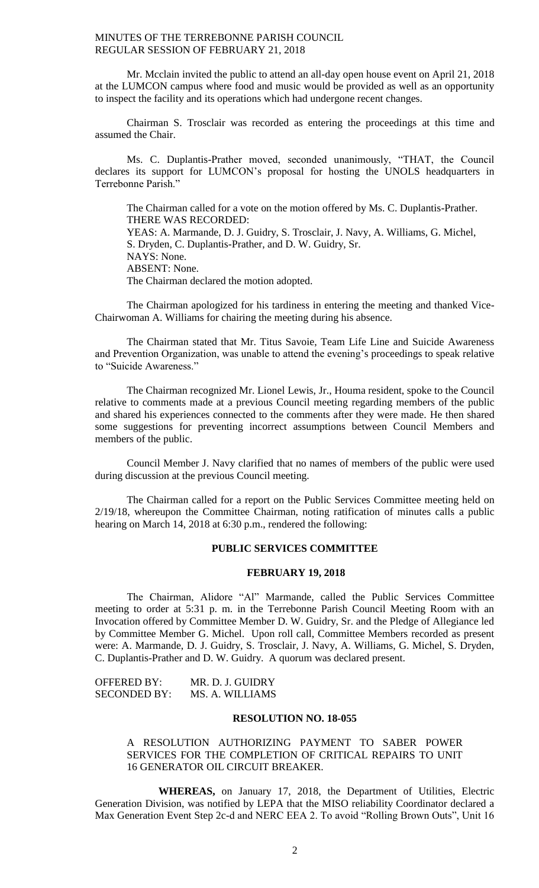Mr. Mcclain invited the public to attend an all-day open house event on April 21, 2018 at the LUMCON campus where food and music would be provided as well as an opportunity to inspect the facility and its operations which had undergone recent changes.

Chairman S. Trosclair was recorded as entering the proceedings at this time and assumed the Chair.

Ms. C. Duplantis-Prather moved, seconded unanimously, "THAT, the Council declares its support for LUMCON's proposal for hosting the UNOLS headquarters in Terrebonne Parish."

The Chairman called for a vote on the motion offered by Ms. C. Duplantis-Prather.
THERE WAS RECORDED:
YEAS: A. Marmande, D. J. Guidry, S. Trosclair, J. Navy, A. Williams, G. Michel, S. Dryden, C. Duplantis-Prather, and D. W. Guidry, Sr.
NAYS: None.
ABSENT: None.
The Chairman declared the motion adopted.

The Chairman apologized for his tardiness in entering the meeting and thanked Vice-Chairwoman A. Williams for chairing the meeting during his absence.

The Chairman stated that Mr. Titus Savoie, Team Life Line and Suicide Awareness and Prevention Organization, was unable to attend the evening's proceedings to speak relative to "Suicide Awareness."

The Chairman recognized Mr. Lionel Lewis, Jr., Houma resident, spoke to the Council relative to comments made at a previous Council meeting regarding members of the public and shared his experiences connected to the comments after they were made. He then shared some suggestions for preventing incorrect assumptions between Council Members and members of the public.

Council Member J. Navy clarified that no names of members of the public were used during discussion at the previous Council meeting.

The Chairman called for a report on the Public Services Committee meeting held on 2/19/18, whereupon the Committee Chairman, noting ratification of minutes calls a public hearing on March 14, 2018 at 6:30 p.m., rendered the following:

## PUBLIC SERVICES COMMITTEE

## FEBRUARY 19, 2018

The Chairman, Alidore "Al" Marmande, called the Public Services Committee meeting to order at 5:31 p. m. in the Terrebonne Parish Council Meeting Room with an Invocation offered by Committee Member D. W. Guidry, Sr. and the Pledge of Allegiance led by Committee Member G. Michel. Upon roll call, Committee Members recorded as present were: A. Marmande, D. J. Guidry, S. Trosclair, J. Navy, A. Williams, G. Michel, S. Dryden, C. Duplantis-Prather and D. W. Guidry. A quorum was declared present.

OFFERED BY: MR. D. J. GUIDRY
SECONDED BY: MS. A. WILLIAMS

### RESOLUTION NO. 18-055

A RESOLUTION AUTHORIZING PAYMENT TO SABER POWER SERVICES FOR THE COMPLETION OF CRITICAL REPAIRS TO UNIT 16 GENERATOR OIL CIRCUIT BREAKER.

**WHEREAS,** on January 17, 2018, the Department of Utilities, Electric Generation Division, was notified by LEPA that the MISO reliability Coordinator declared a Max Generation Event Step 2c-d and NERC EEA 2. To avoid "Rolling Brown Outs", Unit 16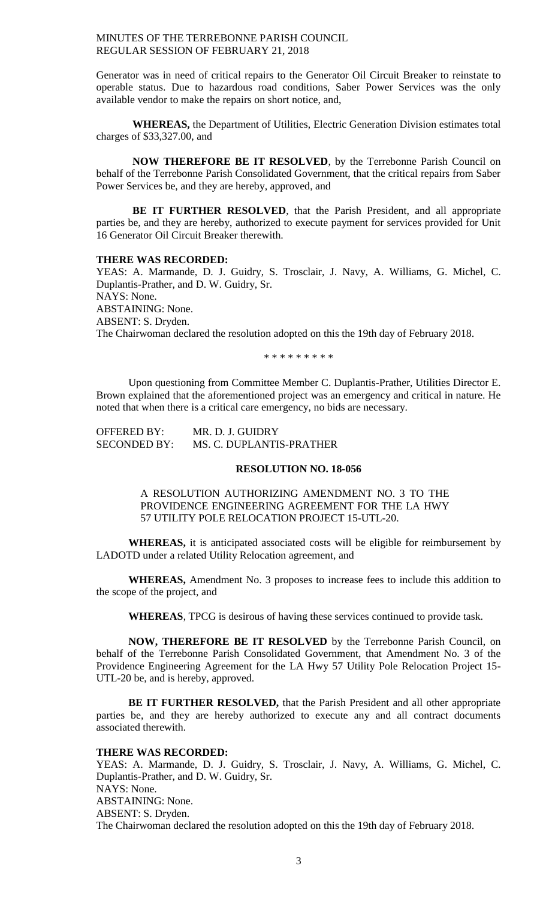Generator was in need of critical repairs to the Generator Oil Circuit Breaker to reinstate to operable status. Due to hazardous road conditions, Saber Power Services was the only available vendor to make the repairs on short notice, and,

**WHEREAS,** the Department of Utilities, Electric Generation Division estimates total charges of $33,327.00, and

**NOW THEREFORE BE IT RESOLVED**, by the Terrebonne Parish Council on behalf of the Terrebonne Parish Consolidated Government, that the critical repairs from Saber Power Services be, and they are hereby, approved, and

**BE IT FURTHER RESOLVED**, that the Parish President, and all appropriate parties be, and they are hereby, authorized to execute payment for services provided for Unit 16 Generator Oil Circuit Breaker therewith.

**THERE WAS RECORDED:**
YEAS: A. Marmande, D. J. Guidry, S. Trosclair, J. Navy, A. Williams, G. Michel, C. Duplantis-Prather, and D. W. Guidry, Sr.
NAYS: None.
ABSTAINING: None.
ABSENT: S. Dryden.
The Chairwoman declared the resolution adopted on this the 19th day of February 2018.

\* \* \* \* \* \* \* \* \*

Upon questioning from Committee Member C. Duplantis-Prather, Utilities Director E. Brown explained that the aforementioned project was an emergency and critical in nature. He noted that when there is a critical care emergency, no bids are necessary.

OFFERED BY: MR. D. J. GUIDRY
SECONDED BY: MS. C. DUPLANTIS-PRATHER

**RESOLUTION NO. 18-056**

A RESOLUTION AUTHORIZING AMENDMENT NO. 3 TO THE PROVIDENCE ENGINEERING AGREEMENT FOR THE LA HWY 57 UTILITY POLE RELOCATION PROJECT 15-UTL-20.

**WHEREAS,** it is anticipated associated costs will be eligible for reimbursement by LADOTD under a related Utility Relocation agreement, and

**WHEREAS,** Amendment No. 3 proposes to increase fees to include this addition to the scope of the project, and

**WHEREAS**, TPCG is desirous of having these services continued to provide task.

**NOW, THEREFORE BE IT RESOLVED** by the Terrebonne Parish Council, on behalf of the Terrebonne Parish Consolidated Government, that Amendment No. 3 of the Providence Engineering Agreement for the LA Hwy 57 Utility Pole Relocation Project 15-UTL-20 be, and is hereby, approved.

**BE IT FURTHER RESOLVED,** that the Parish President and all other appropriate parties be, and they are hereby authorized to execute any and all contract documents associated therewith.

**THERE WAS RECORDED:**
YEAS: A. Marmande, D. J. Guidry, S. Trosclair, J. Navy, A. Williams, G. Michel, C. Duplantis-Prather, and D. W. Guidry, Sr.
NAYS: None.
ABSTAINING: None.
ABSENT: S. Dryden.
The Chairwoman declared the resolution adopted on this the 19th day of February 2018.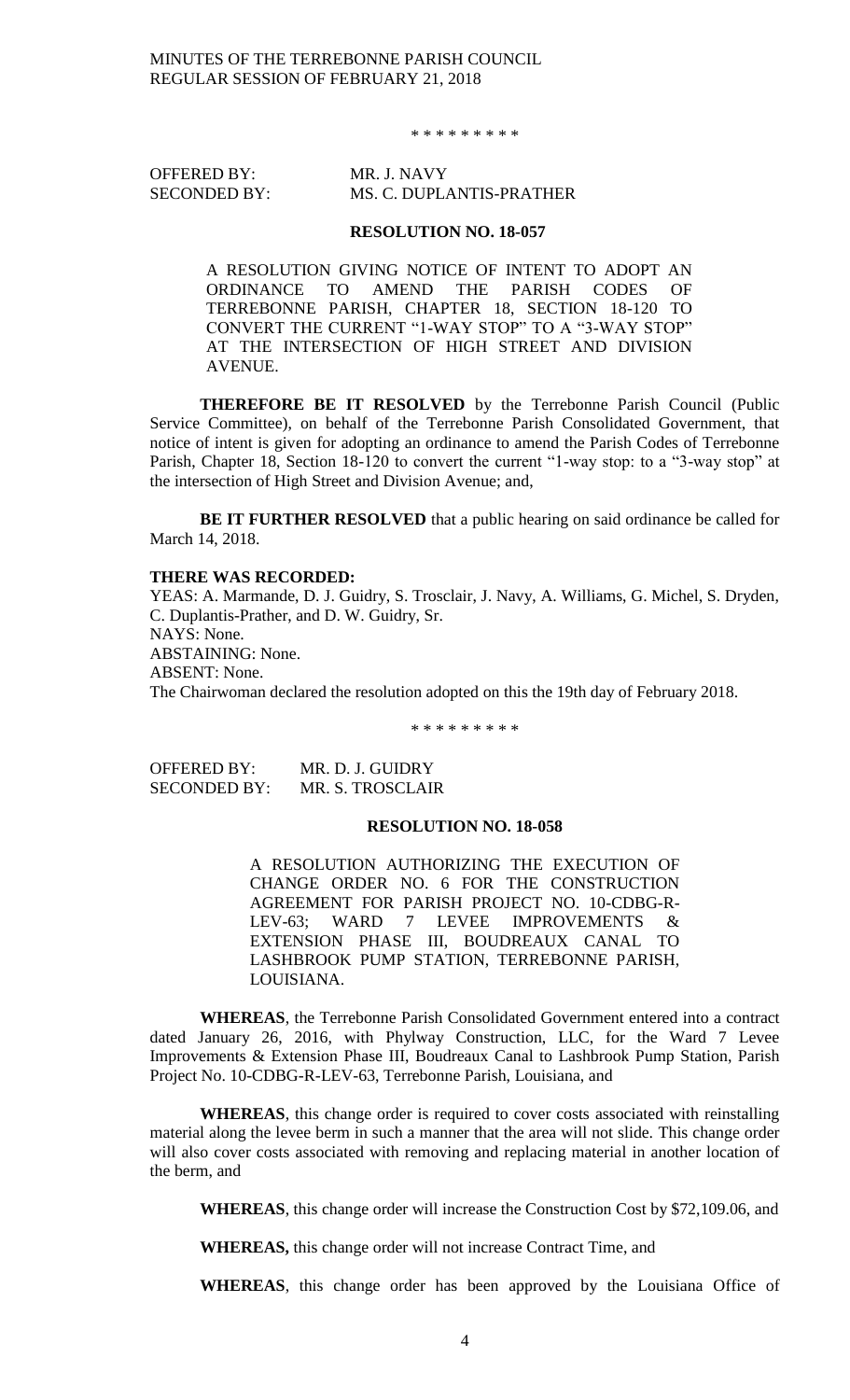\* \* \* \* \* \* \* \* \*

OFFERED BY: MR. J. NAVY
SECONDED BY: MS. C. DUPLANTIS-PRATHER

**RESOLUTION NO. 18-057**

A RESOLUTION GIVING NOTICE OF INTENT TO ADOPT AN ORDINANCE TO AMEND THE PARISH CODES OF TERREBONNE PARISH, CHAPTER 18, SECTION 18-120 TO CONVERT THE CURRENT "1-WAY STOP" TO A "3-WAY STOP" AT THE INTERSECTION OF HIGH STREET AND DIVISION AVENUE.

**THEREFORE BE IT RESOLVED** by the Terrebonne Parish Council (Public Service Committee), on behalf of the Terrebonne Parish Consolidated Government, that notice of intent is given for adopting an ordinance to amend the Parish Codes of Terrebonne Parish, Chapter 18, Section 18-120 to convert the current "1-way stop: to a "3-way stop" at the intersection of High Street and Division Avenue; and,

**BE IT FURTHER RESOLVED** that a public hearing on said ordinance be called for March 14, 2018.

**THERE WAS RECORDED:**

YEAS: A. Marmande, D. J. Guidry, S. Trosclair, J. Navy, A. Williams, G. Michel, S. Dryden, C. Duplantis-Prather, and D. W. Guidry, Sr.
NAYS: None.
ABSTAINING: None.
ABSENT: None.
The Chairwoman declared the resolution adopted on this the 19th day of February 2018.

\* \* \* \* \* \* \* \* \*

OFFERED BY: MR. D. J. GUIDRY
SECONDED BY: MR. S. TROSCLAIR

**RESOLUTION NO. 18-058**

A RESOLUTION AUTHORIZING THE EXECUTION OF CHANGE ORDER NO. 6 FOR THE CONSTRUCTION AGREEMENT FOR PARISH PROJECT NO. 10-CDBG-R-LEV-63; WARD 7 LEVEE IMPROVEMENTS & EXTENSION PHASE III, BOUDREAUX CANAL TO LASHBROOK PUMP STATION, TERREBONNE PARISH, LOUISIANA.

**WHEREAS**, the Terrebonne Parish Consolidated Government entered into a contract dated January 26, 2016, with Phylway Construction, LLC, for the Ward 7 Levee Improvements & Extension Phase III, Boudreaux Canal to Lashbrook Pump Station, Parish Project No. 10-CDBG-R-LEV-63, Terrebonne Parish, Louisiana, and

**WHEREAS**, this change order is required to cover costs associated with reinstalling material along the levee berm in such a manner that the area will not slide. This change order will also cover costs associated with removing and replacing material in another location of the berm, and

**WHEREAS**, this change order will increase the Construction Cost by $72,109.06, and

**WHEREAS,** this change order will not increase Contract Time, and

**WHEREAS**, this change order has been approved by the Louisiana Office of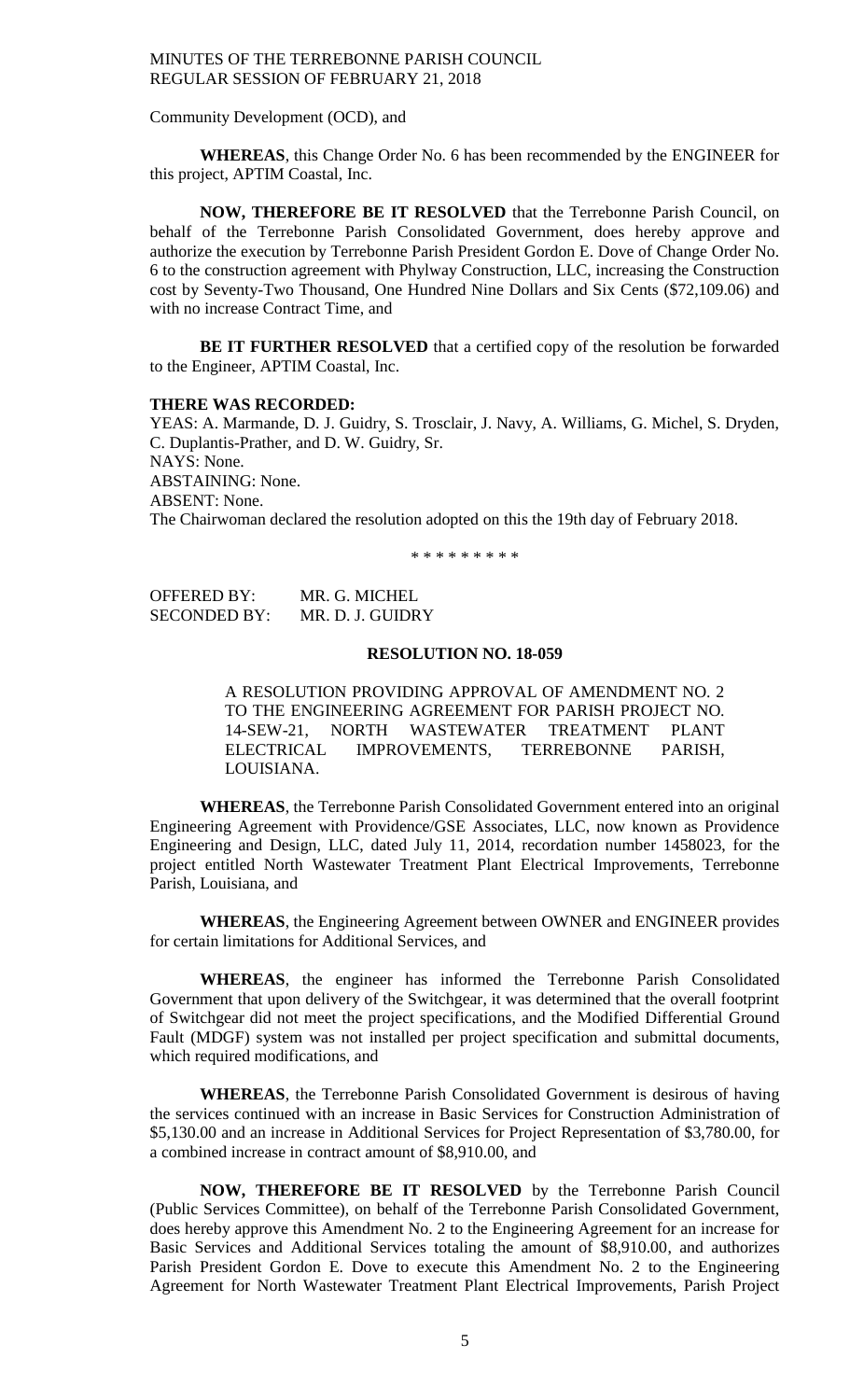Community Development (OCD), and

**WHEREAS**, this Change Order No. 6 has been recommended by the ENGINEER for this project, APTIM Coastal, Inc.

**NOW, THEREFORE BE IT RESOLVED** that the Terrebonne Parish Council, on behalf of the Terrebonne Parish Consolidated Government, does hereby approve and authorize the execution by Terrebonne Parish President Gordon E. Dove of Change Order No. 6 to the construction agreement with Phylway Construction, LLC, increasing the Construction cost by Seventy-Two Thousand, One Hundred Nine Dollars and Six Cents ($72,109.06) and with no increase Contract Time, and

**BE IT FURTHER RESOLVED** that a certified copy of the resolution be forwarded to the Engineer, APTIM Coastal, Inc.

**THERE WAS RECORDED:**

YEAS: A. Marmande, D. J. Guidry, S. Trosclair, J. Navy, A. Williams, G. Michel, S. Dryden, C. Duplantis-Prather, and D. W. Guidry, Sr.
NAYS: None.
ABSTAINING: None.
ABSENT: None.
The Chairwoman declared the resolution adopted on this the 19th day of February 2018.

\* \* \* \* \* \* \* \* \*

OFFERED BY: MR. G. MICHEL
SECONDED BY: MR. D. J. GUIDRY

**RESOLUTION NO. 18-059**

A RESOLUTION PROVIDING APPROVAL OF AMENDMENT NO. 2 TO THE ENGINEERING AGREEMENT FOR PARISH PROJECT NO. 14-SEW-21, NORTH WASTEWATER TREATMENT PLANT ELECTRICAL IMPROVEMENTS, TERREBONNE PARISH, LOUISIANA.

**WHEREAS**, the Terrebonne Parish Consolidated Government entered into an original Engineering Agreement with Providence/GSE Associates, LLC, now known as Providence Engineering and Design, LLC, dated July 11, 2014, recordation number 1458023, for the project entitled North Wastewater Treatment Plant Electrical Improvements, Terrebonne Parish, Louisiana, and

**WHEREAS**, the Engineering Agreement between OWNER and ENGINEER provides for certain limitations for Additional Services, and

**WHEREAS**, the engineer has informed the Terrebonne Parish Consolidated Government that upon delivery of the Switchgear, it was determined that the overall footprint of Switchgear did not meet the project specifications, and the Modified Differential Ground Fault (MDGF) system was not installed per project specification and submittal documents, which required modifications, and

**WHEREAS**, the Terrebonne Parish Consolidated Government is desirous of having the services continued with an increase in Basic Services for Construction Administration of $5,130.00 and an increase in Additional Services for Project Representation of $3,780.00, for a combined increase in contract amount of $8,910.00, and

**NOW, THEREFORE BE IT RESOLVED** by the Terrebonne Parish Council (Public Services Committee), on behalf of the Terrebonne Parish Consolidated Government, does hereby approve this Amendment No. 2 to the Engineering Agreement for an increase for Basic Services and Additional Services totaling the amount of $8,910.00, and authorizes Parish President Gordon E. Dove to execute this Amendment No. 2 to the Engineering Agreement for North Wastewater Treatment Plant Electrical Improvements, Parish Project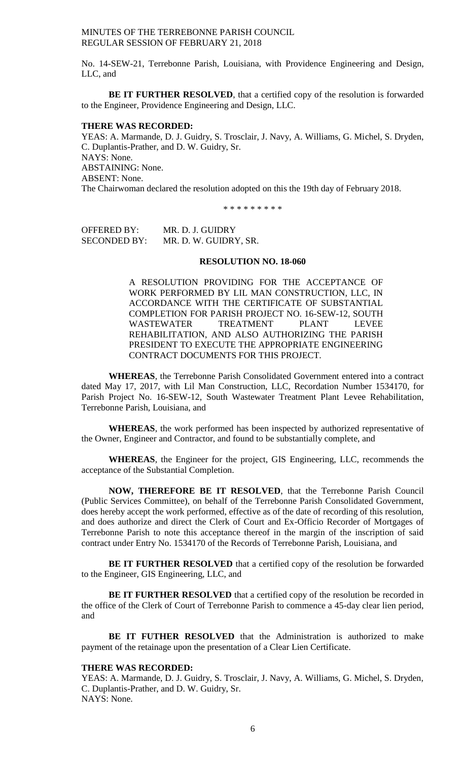No. 14-SEW-21, Terrebonne Parish, Louisiana, with Providence Engineering and Design, LLC, and

**BE IT FURTHER RESOLVED**, that a certified copy of the resolution is forwarded to the Engineer, Providence Engineering and Design, LLC.

**THERE WAS RECORDED:**

YEAS: A. Marmande, D. J. Guidry, S. Trosclair, J. Navy, A. Williams, G. Michel, S. Dryden, C. Duplantis-Prather, and D. W. Guidry, Sr.
NAYS: None.
ABSTAINING: None.
ABSENT: None.
The Chairwoman declared the resolution adopted on this the 19th day of February 2018.

\* \* \* \* \* \* \* \* \*

OFFERED BY: MR. D. J. GUIDRY
SECONDED BY: MR. D. W. GUIDRY, SR.

**RESOLUTION NO. 18-060**

A RESOLUTION PROVIDING FOR THE ACCEPTANCE OF WORK PERFORMED BY LIL MAN CONSTRUCTION, LLC, IN ACCORDANCE WITH THE CERTIFICATE OF SUBSTANTIAL COMPLETION FOR PARISH PROJECT NO. 16-SEW-12, SOUTH WASTEWATER TREATMENT PLANT LEVEE REHABILITATION, AND ALSO AUTHORIZING THE PARISH PRESIDENT TO EXECUTE THE APPROPRIATE ENGINEERING CONTRACT DOCUMENTS FOR THIS PROJECT.

**WHEREAS**, the Terrebonne Parish Consolidated Government entered into a contract dated May 17, 2017, with Lil Man Construction, LLC, Recordation Number 1534170, for Parish Project No. 16-SEW-12, South Wastewater Treatment Plant Levee Rehabilitation, Terrebonne Parish, Louisiana, and

**WHEREAS**, the work performed has been inspected by authorized representative of the Owner, Engineer and Contractor, and found to be substantially complete, and

**WHEREAS**, the Engineer for the project, GIS Engineering, LLC, recommends the acceptance of the Substantial Completion.

**NOW, THEREFORE BE IT RESOLVED**, that the Terrebonne Parish Council (Public Services Committee), on behalf of the Terrebonne Parish Consolidated Government, does hereby accept the work performed, effective as of the date of recording of this resolution, and does authorize and direct the Clerk of Court and Ex-Officio Recorder of Mortgages of Terrebonne Parish to note this acceptance thereof in the margin of the inscription of said contract under Entry No. 1534170 of the Records of Terrebonne Parish, Louisiana, and

**BE IT FURTHER RESOLVED** that a certified copy of the resolution be forwarded to the Engineer, GIS Engineering, LLC, and

**BE IT FURTHER RESOLVED** that a certified copy of the resolution be recorded in the office of the Clerk of Court of Terrebonne Parish to commence a 45-day clear lien period, and

**BE IT FUTHER RESOLVED** that the Administration is authorized to make payment of the retainage upon the presentation of a Clear Lien Certificate.

**THERE WAS RECORDED:**

YEAS: A. Marmande, D. J. Guidry, S. Trosclair, J. Navy, A. Williams, G. Michel, S. Dryden, C. Duplantis-Prather, and D. W. Guidry, Sr.
NAYS: None.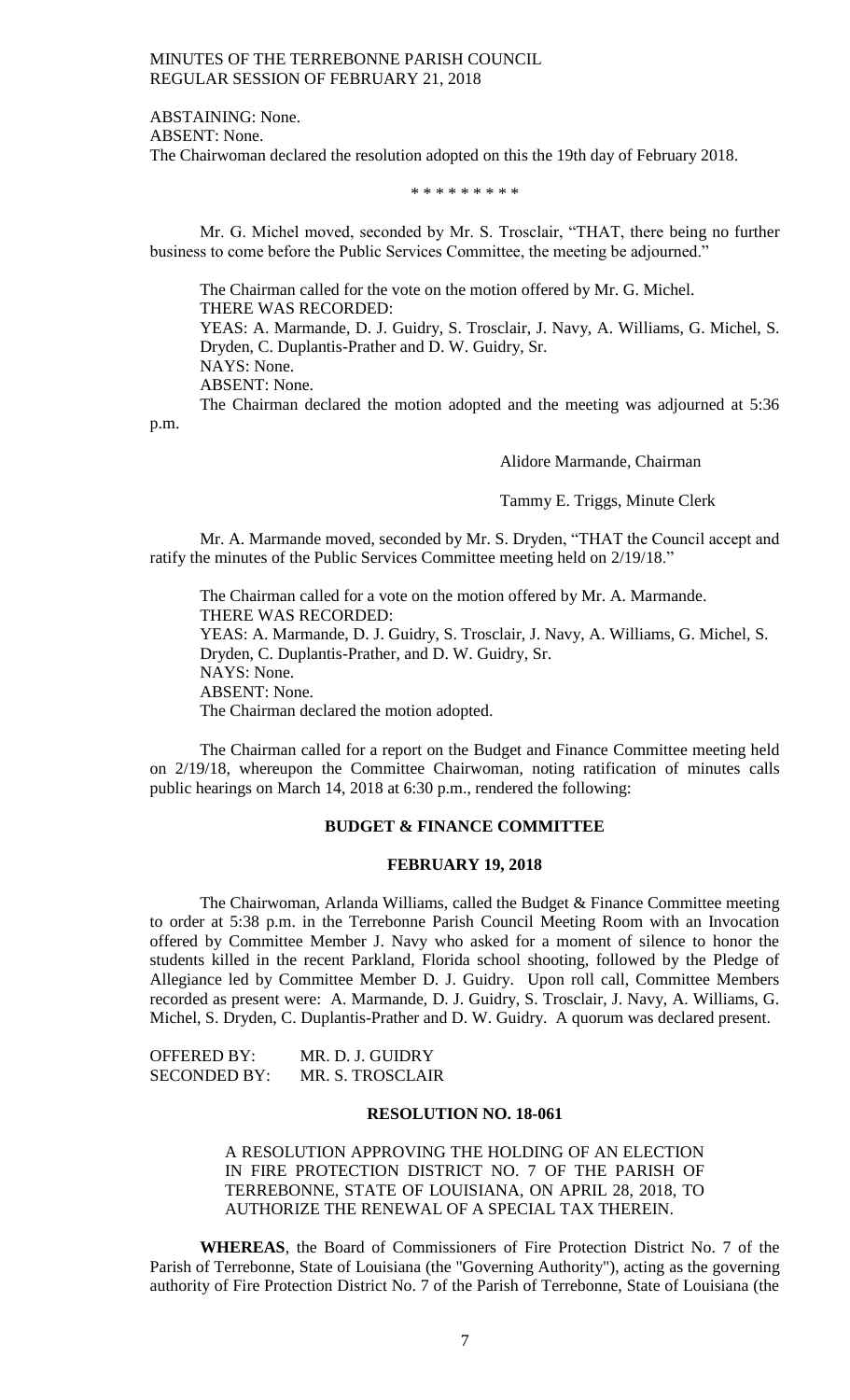ABSTAINING: None.
ABSENT: None.
The Chairwoman declared the resolution adopted on this the 19th day of February 2018.

\* \* \* \* \* \* \* \* \*

Mr. G. Michel moved, seconded by Mr. S. Trosclair, "THAT, there being no further business to come before the Public Services Committee, the meeting be adjourned."

The Chairman called for the vote on the motion offered by Mr. G. Michel.
THERE WAS RECORDED:
YEAS: A. Marmande, D. J. Guidry, S. Trosclair, J. Navy, A. Williams, G. Michel, S. Dryden, C. Duplantis-Prather and D. W. Guidry, Sr.
NAYS: None.
ABSENT: None.
The Chairman declared the motion adopted and the meeting was adjourned at 5:36 p.m.

Alidore Marmande, Chairman

Tammy E. Triggs, Minute Clerk

Mr. A. Marmande moved, seconded by Mr. S. Dryden, "THAT the Council accept and ratify the minutes of the Public Services Committee meeting held on 2/19/18."

The Chairman called for a vote on the motion offered by Mr. A. Marmande.
THERE WAS RECORDED:
YEAS: A. Marmande, D. J. Guidry, S. Trosclair, J. Navy, A. Williams, G. Michel, S. Dryden, C. Duplantis-Prather, and D. W. Guidry, Sr.
NAYS: None.
ABSENT: None.
The Chairman declared the motion adopted.

The Chairman called for a report on the Budget and Finance Committee meeting held on 2/19/18, whereupon the Committee Chairwoman, noting ratification of minutes calls public hearings on March 14, 2018 at 6:30 p.m., rendered the following:

## BUDGET & FINANCE COMMITTEE

## FEBRUARY 19, 2018

The Chairwoman, Arlanda Williams, called the Budget & Finance Committee meeting to order at 5:38 p.m. in the Terrebonne Parish Council Meeting Room with an Invocation offered by Committee Member J. Navy who asked for a moment of silence to honor the students killed in the recent Parkland, Florida school shooting, followed by the Pledge of Allegiance led by Committee Member D. J. Guidry. Upon roll call, Committee Members recorded as present were: A. Marmande, D. J. Guidry, S. Trosclair, J. Navy, A. Williams, G. Michel, S. Dryden, C. Duplantis-Prather and D. W. Guidry. A quorum was declared present.

OFFERED BY: MR. D. J. GUIDRY
SECONDED BY: MR. S. TROSCLAIR

## RESOLUTION NO. 18-061

A RESOLUTION APPROVING THE HOLDING OF AN ELECTION IN FIRE PROTECTION DISTRICT NO. 7 OF THE PARISH OF TERREBONNE, STATE OF LOUISIANA, ON APRIL 28, 2018, TO AUTHORIZE THE RENEWAL OF A SPECIAL TAX THEREIN.

**WHEREAS**, the Board of Commissioners of Fire Protection District No. 7 of the Parish of Terrebonne, State of Louisiana (the "Governing Authority"), acting as the governing authority of Fire Protection District No. 7 of the Parish of Terrebonne, State of Louisiana (the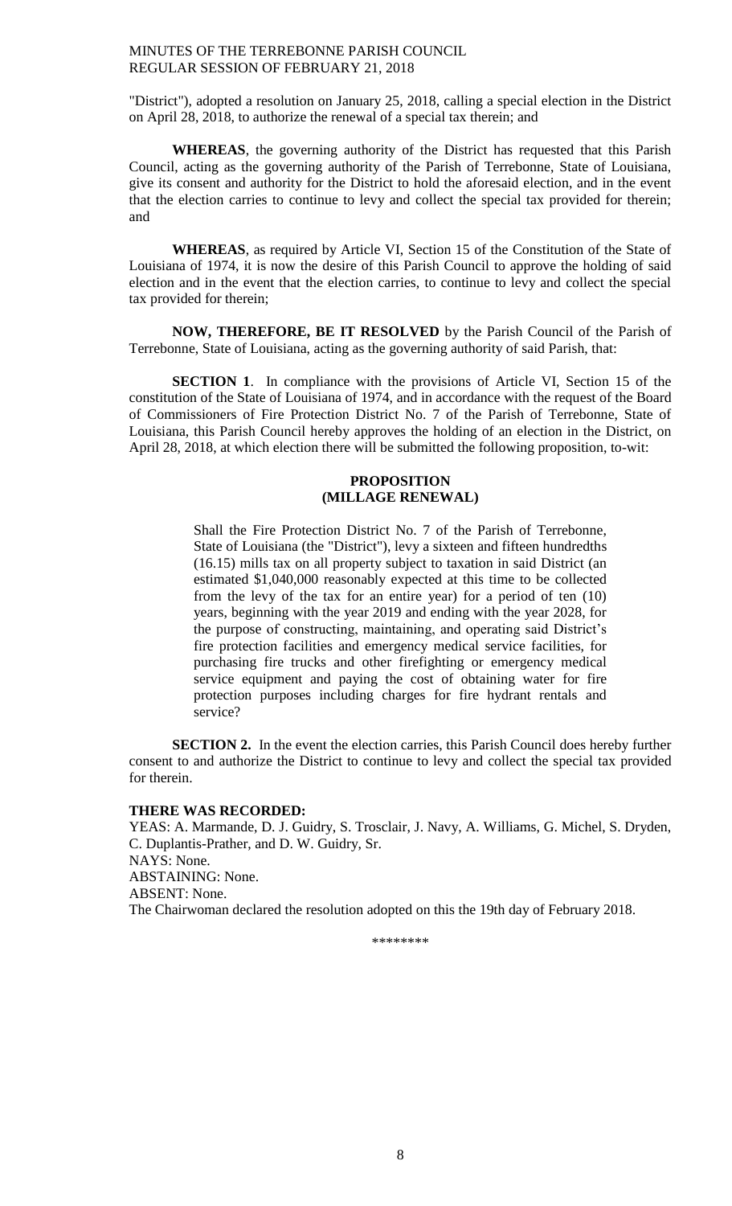"District"), adopted a resolution on January 25, 2018, calling a special election in the District on April 28, 2018, to authorize the renewal of a special tax therein; and

**WHEREAS**, the governing authority of the District has requested that this Parish Council, acting as the governing authority of the Parish of Terrebonne, State of Louisiana, give its consent and authority for the District to hold the aforesaid election, and in the event that the election carries to continue to levy and collect the special tax provided for therein; and

**WHEREAS**, as required by Article VI, Section 15 of the Constitution of the State of Louisiana of 1974, it is now the desire of this Parish Council to approve the holding of said election and in the event that the election carries, to continue to levy and collect the special tax provided for therein;

**NOW, THEREFORE, BE IT RESOLVED** by the Parish Council of the Parish of Terrebonne, State of Louisiana, acting as the governing authority of said Parish, that:

**SECTION 1**. In compliance with the provisions of Article VI, Section 15 of the constitution of the State of Louisiana of 1974, and in accordance with the request of the Board of Commissioners of Fire Protection District No. 7 of the Parish of Terrebonne, State of Louisiana, this Parish Council hereby approves the holding of an election in the District, on April 28, 2018, at which election there will be submitted the following proposition, to-wit:

**PROPOSITION**
**(MILLAGE RENEWAL)**

> Shall the Fire Protection District No. 7 of the Parish of Terrebonne, State of Louisiana (the "District"), levy a sixteen and fifteen hundredths (16.15) mills tax on all property subject to taxation in said District (an estimated $1,040,000 reasonably expected at this time to be collected from the levy of the tax for an entire year) for a period of ten (10) years, beginning with the year 2019 and ending with the year 2028, for the purpose of constructing, maintaining, and operating said District's fire protection facilities and emergency medical service facilities, for purchasing fire trucks and other firefighting or emergency medical service equipment and paying the cost of obtaining water for fire protection purposes including charges for fire hydrant rentals and service?

**SECTION 2.** In the event the election carries, this Parish Council does hereby further consent to and authorize the District to continue to levy and collect the special tax provided for therein.

**THERE WAS RECORDED:**
YEAS: A. Marmande, D. J. Guidry, S. Trosclair, J. Navy, A. Williams, G. Michel, S. Dryden, C. Duplantis-Prather, and D. W. Guidry, Sr.
NAYS: None.
ABSTAINING: None.
ABSENT: None.
The Chairwoman declared the resolution adopted on this the 19th day of February 2018.

\*\*\*\*\*\*\*\*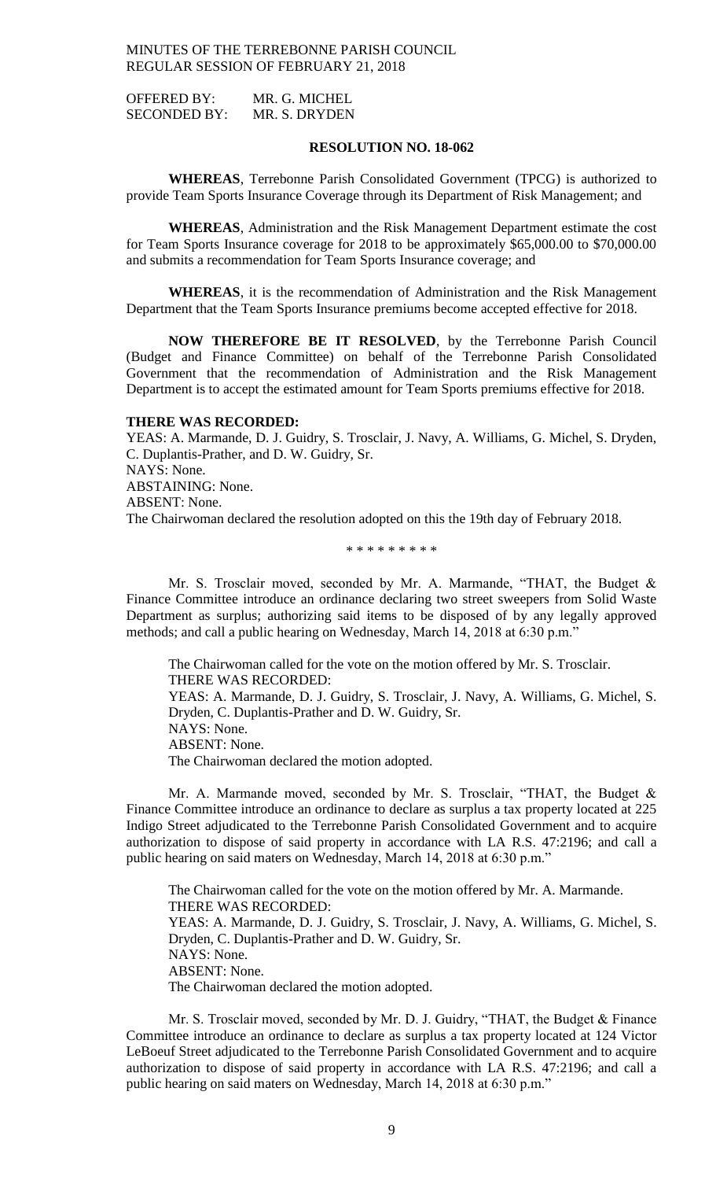OFFERED BY: MR. G. MICHEL
SECONDED BY: MR. S. DRYDEN

**RESOLUTION NO. 18-062**

**WHEREAS**, Terrebonne Parish Consolidated Government (TPCG) is authorized to provide Team Sports Insurance Coverage through its Department of Risk Management; and

**WHEREAS**, Administration and the Risk Management Department estimate the cost for Team Sports Insurance coverage for 2018 to be approximately $65,000.00 to $70,000.00 and submits a recommendation for Team Sports Insurance coverage; and

**WHEREAS**, it is the recommendation of Administration and the Risk Management Department that the Team Sports Insurance premiums become accepted effective for 2018.

**NOW THEREFORE BE IT RESOLVED**, by the Terrebonne Parish Council (Budget and Finance Committee) on behalf of the Terrebonne Parish Consolidated Government that the recommendation of Administration and the Risk Management Department is to accept the estimated amount for Team Sports premiums effective for 2018.

**THERE WAS RECORDED:**
YEAS: A. Marmande, D. J. Guidry, S. Trosclair, J. Navy, A. Williams, G. Michel, S. Dryden, C. Duplantis-Prather, and D. W. Guidry, Sr.
NAYS: None.
ABSTAINING: None.
ABSENT: None.
The Chairwoman declared the resolution adopted on this the 19th day of February 2018.

\* \* \* \* \* \* \* \* \*

Mr. S. Trosclair moved, seconded by Mr. A. Marmande, "THAT, the Budget & Finance Committee introduce an ordinance declaring two street sweepers from Solid Waste Department as surplus; authorizing said items to be disposed of by any legally approved methods; and call a public hearing on Wednesday, March 14, 2018 at 6:30 p.m."

The Chairwoman called for the vote on the motion offered by Mr. S. Trosclair.
THERE WAS RECORDED:
YEAS: A. Marmande, D. J. Guidry, S. Trosclair, J. Navy, A. Williams, G. Michel, S. Dryden, C. Duplantis-Prather and D. W. Guidry, Sr.
NAYS: None.
ABSENT: None.
The Chairwoman declared the motion adopted.

Mr. A. Marmande moved, seconded by Mr. S. Trosclair, "THAT, the Budget & Finance Committee introduce an ordinance to declare as surplus a tax property located at 225 Indigo Street adjudicated to the Terrebonne Parish Consolidated Government and to acquire authorization to dispose of said property in accordance with LA R.S. 47:2196; and call a public hearing on said maters on Wednesday, March 14, 2018 at 6:30 p.m."

The Chairwoman called for the vote on the motion offered by Mr. A. Marmande.
THERE WAS RECORDED:
YEAS: A. Marmande, D. J. Guidry, S. Trosclair, J. Navy, A. Williams, G. Michel, S. Dryden, C. Duplantis-Prather and D. W. Guidry, Sr.
NAYS: None.
ABSENT: None.
The Chairwoman declared the motion adopted.

Mr. S. Trosclair moved, seconded by Mr. D. J. Guidry, "THAT, the Budget & Finance Committee introduce an ordinance to declare as surplus a tax property located at 124 Victor LeBoeuf Street adjudicated to the Terrebonne Parish Consolidated Government and to acquire authorization to dispose of said property in accordance with LA R.S. 47:2196; and call a public hearing on said maters on Wednesday, March 14, 2018 at 6:30 p.m."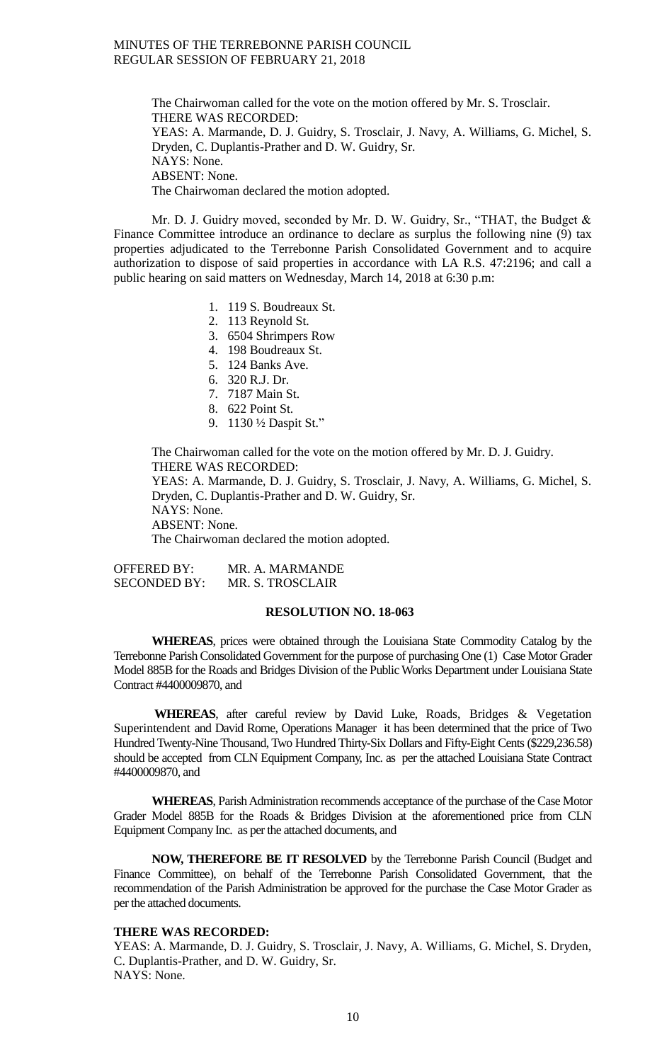The Chairwoman called for the vote on the motion offered by Mr. S. Trosclair.
THERE WAS RECORDED:
YEAS: A. Marmande, D. J. Guidry, S. Trosclair, J. Navy, A. Williams, G. Michel, S. Dryden, C. Duplantis-Prather and D. W. Guidry, Sr.
NAYS: None.
ABSENT: None.
The Chairwoman declared the motion adopted.

Mr. D. J. Guidry moved, seconded by Mr. D. W. Guidry, Sr., "THAT, the Budget & Finance Committee introduce an ordinance to declare as surplus the following nine (9) tax properties adjudicated to the Terrebonne Parish Consolidated Government and to acquire authorization to dispose of said properties in accordance with LA R.S. 47:2196; and call a public hearing on said matters on Wednesday, March 14, 2018 at 6:30 p.m:

1. 119 S. Boudreaux St.
2. 113 Reynold St.
3. 6504 Shrimpers Row
4. 198 Boudreaux St.
5. 124 Banks Ave.
6. 320 R.J. Dr.
7. 7187 Main St.
8. 622 Point St.
9. 1130 ½ Daspit St."

The Chairwoman called for the vote on the motion offered by Mr. D. J. Guidry.
THERE WAS RECORDED:
YEAS: A. Marmande, D. J. Guidry, S. Trosclair, J. Navy, A. Williams, G. Michel, S. Dryden, C. Duplantis-Prather and D. W. Guidry, Sr.
NAYS: None.
ABSENT: None.
The Chairwoman declared the motion adopted.

OFFERED BY: MR. A. MARMANDE
SECONDED BY: MR. S. TROSCLAIR

**RESOLUTION NO. 18-063**

**WHEREAS**, prices were obtained through the Louisiana State Commodity Catalog by the Terrebonne Parish Consolidated Government for the purpose of purchasing One (1) Case Motor Grader Model 885B for the Roads and Bridges Division of the Public Works Department under Louisiana State Contract #4400009870, and

**WHEREAS**, after careful review by David Luke, Roads, Bridges & Vegetation Superintendent and David Rome, Operations Manager it has been determined that the price of Two Hundred Twenty-Nine Thousand, Two Hundred Thirty-Six Dollars and Fifty-Eight Cents ($229,236.58) should be accepted from CLN Equipment Company, Inc. as per the attached Louisiana State Contract #4400009870, and

**WHEREAS**, Parish Administration recommends acceptance of the purchase of the Case Motor Grader Model 885B for the Roads & Bridges Division at the aforementioned price from CLN Equipment Company Inc. as per the attached documents, and

**NOW, THEREFORE BE IT RESOLVED** by the Terrebonne Parish Council (Budget and Finance Committee), on behalf of the Terrebonne Parish Consolidated Government, that the recommendation of the Parish Administration be approved for the purchase the Case Motor Grader as per the attached documents.

**THERE WAS RECORDED:**
YEAS: A. Marmande, D. J. Guidry, S. Trosclair, J. Navy, A. Williams, G. Michel, S. Dryden, C. Duplantis-Prather, and D. W. Guidry, Sr.
NAYS: None.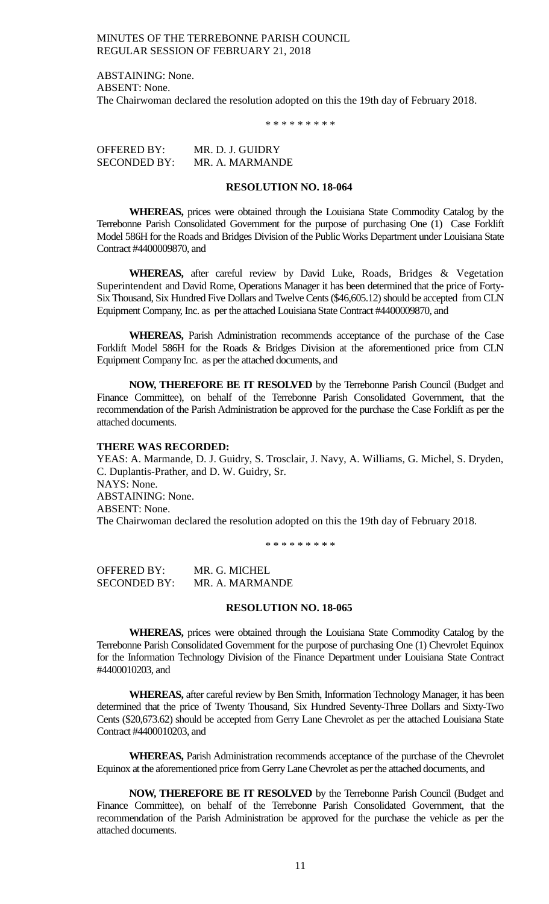ABSTAINING: None.
ABSENT: None.
The Chairwoman declared the resolution adopted on this the 19th day of February 2018.

\* \* \* \* \* \* \* \* \*

OFFERED BY: MR. D. J. GUIDRY
SECONDED BY: MR. A. MARMANDE

**RESOLUTION NO. 18-064**

**WHEREAS,** prices were obtained through the Louisiana State Commodity Catalog by the Terrebonne Parish Consolidated Government for the purpose of purchasing One (1) Case Forklift Model 586H for the Roads and Bridges Division of the Public Works Department under Louisiana State Contract #4400009870, and

**WHEREAS,** after careful review by David Luke, Roads, Bridges & Vegetation Superintendent and David Rome, Operations Manager it has been determined that the price of Forty-Six Thousand, Six Hundred Five Dollars and Twelve Cents ($46,605.12) should be accepted from CLN Equipment Company, Inc. as per the attached Louisiana State Contract #4400009870, and

**WHEREAS,** Parish Administration recommends acceptance of the purchase of the Case Forklift Model 586H for the Roads & Bridges Division at the aforementioned price from CLN Equipment Company Inc. as per the attached documents, and

**NOW, THEREFORE BE IT RESOLVED** by the Terrebonne Parish Council (Budget and Finance Committee), on behalf of the Terrebonne Parish Consolidated Government, that the recommendation of the Parish Administration be approved for the purchase the Case Forklift as per the attached documents.

**THERE WAS RECORDED:**

YEAS: A. Marmande, D. J. Guidry, S. Trosclair, J. Navy, A. Williams, G. Michel, S. Dryden, C. Duplantis-Prather, and D. W. Guidry, Sr.
NAYS: None.
ABSTAINING: None.
ABSENT: None.
The Chairwoman declared the resolution adopted on this the 19th day of February 2018.

\* \* \* \* \* \* \* \* \*

OFFERED BY: MR. G. MICHEL
SECONDED BY: MR. A. MARMANDE

**RESOLUTION NO. 18-065**

**WHEREAS,** prices were obtained through the Louisiana State Commodity Catalog by the Terrebonne Parish Consolidated Government for the purpose of purchasing One (1) Chevrolet Equinox for the Information Technology Division of the Finance Department under Louisiana State Contract #4400010203, and

**WHEREAS,** after careful review by Ben Smith, Information Technology Manager, it has been determined that the price of Twenty Thousand, Six Hundred Seventy-Three Dollars and Sixty-Two Cents ($20,673.62) should be accepted from Gerry Lane Chevrolet as per the attached Louisiana State Contract #4400010203, and

**WHEREAS,** Parish Administration recommends acceptance of the purchase of the Chevrolet Equinox at the aforementioned price from Gerry Lane Chevrolet as per the attached documents, and

**NOW, THEREFORE BE IT RESOLVED** by the Terrebonne Parish Council (Budget and Finance Committee), on behalf of the Terrebonne Parish Consolidated Government, that the recommendation of the Parish Administration be approved for the purchase the vehicle as per the attached documents.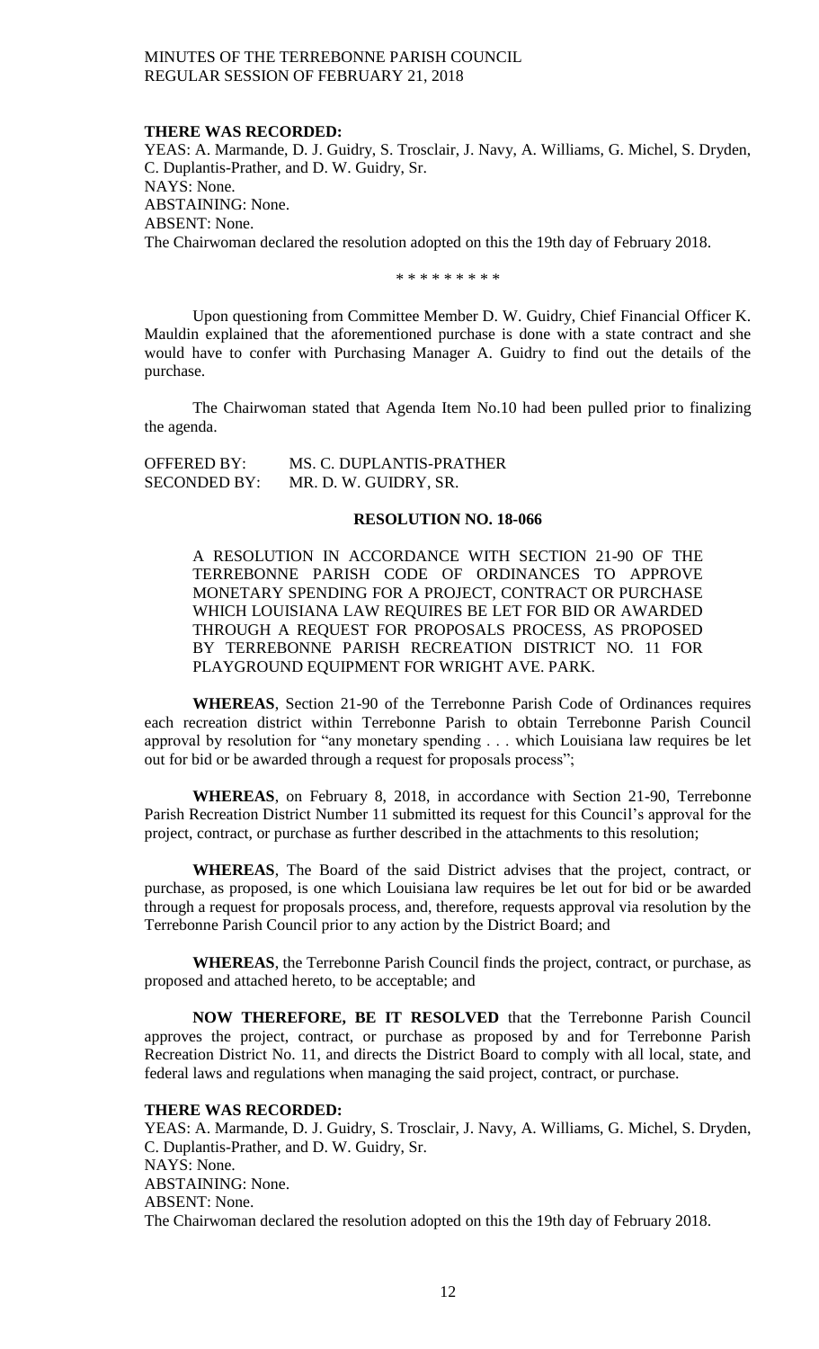**THERE WAS RECORDED:**
YEAS: A. Marmande, D. J. Guidry, S. Trosclair, J. Navy, A. Williams, G. Michel, S. Dryden, C. Duplantis-Prather, and D. W. Guidry, Sr.
NAYS: None.
ABSTAINING: None.
ABSENT: None.
The Chairwoman declared the resolution adopted on this the 19th day of February 2018.

\* \* \* \* \* \* \* \* \*

Upon questioning from Committee Member D. W. Guidry, Chief Financial Officer K. Mauldin explained that the aforementioned purchase is done with a state contract and she would have to confer with Purchasing Manager A. Guidry to find out the details of the purchase.

The Chairwoman stated that Agenda Item No.10 had been pulled prior to finalizing the agenda.

OFFERED BY: MS. C. DUPLANTIS-PRATHER
SECONDED BY: MR. D. W. GUIDRY, SR.

**RESOLUTION NO. 18-066**

A RESOLUTION IN ACCORDANCE WITH SECTION 21-90 OF THE TERREBONNE PARISH CODE OF ORDINANCES TO APPROVE MONETARY SPENDING FOR A PROJECT, CONTRACT OR PURCHASE WHICH LOUISIANA LAW REQUIRES BE LET FOR BID OR AWARDED THROUGH A REQUEST FOR PROPOSALS PROCESS, AS PROPOSED BY TERREBONNE PARISH RECREATION DISTRICT NO. 11 FOR PLAYGROUND EQUIPMENT FOR WRIGHT AVE. PARK.

**WHEREAS**, Section 21-90 of the Terrebonne Parish Code of Ordinances requires each recreation district within Terrebonne Parish to obtain Terrebonne Parish Council approval by resolution for "any monetary spending . . . which Louisiana law requires be let out for bid or be awarded through a request for proposals process";

**WHEREAS**, on February 8, 2018, in accordance with Section 21-90, Terrebonne Parish Recreation District Number 11 submitted its request for this Council's approval for the project, contract, or purchase as further described in the attachments to this resolution;

**WHEREAS**, The Board of the said District advises that the project, contract, or purchase, as proposed, is one which Louisiana law requires be let out for bid or be awarded through a request for proposals process, and, therefore, requests approval via resolution by the Terrebonne Parish Council prior to any action by the District Board; and

**WHEREAS**, the Terrebonne Parish Council finds the project, contract, or purchase, as proposed and attached hereto, to be acceptable; and

**NOW THEREFORE, BE IT RESOLVED** that the Terrebonne Parish Council approves the project, contract, or purchase as proposed by and for Terrebonne Parish Recreation District No. 11, and directs the District Board to comply with all local, state, and federal laws and regulations when managing the said project, contract, or purchase.

**THERE WAS RECORDED:**
YEAS: A. Marmande, D. J. Guidry, S. Trosclair, J. Navy, A. Williams, G. Michel, S. Dryden, C. Duplantis-Prather, and D. W. Guidry, Sr.
NAYS: None.
ABSTAINING: None.
ABSENT: None.
The Chairwoman declared the resolution adopted on this the 19th day of February 2018.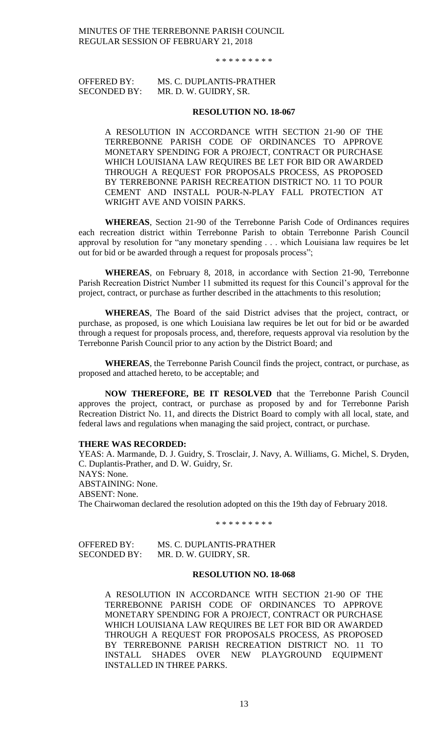\* \* \* \* \* \* \* \* \*

OFFERED BY: MS. C. DUPLANTIS-PRATHER
SECONDED BY: MR. D. W. GUIDRY, SR.

**RESOLUTION NO. 18-067**

A RESOLUTION IN ACCORDANCE WITH SECTION 21-90 OF THE TERREBONNE PARISH CODE OF ORDINANCES TO APPROVE MONETARY SPENDING FOR A PROJECT, CONTRACT OR PURCHASE WHICH LOUISIANA LAW REQUIRES BE LET FOR BID OR AWARDED THROUGH A REQUEST FOR PROPOSALS PROCESS, AS PROPOSED BY TERREBONNE PARISH RECREATION DISTRICT NO. 11 TO POUR CEMENT AND INSTALL POUR-N-PLAY FALL PROTECTION AT WRIGHT AVE AND VOISIN PARKS.

**WHEREAS**, Section 21-90 of the Terrebonne Parish Code of Ordinances requires each recreation district within Terrebonne Parish to obtain Terrebonne Parish Council approval by resolution for "any monetary spending . . . which Louisiana law requires be let out for bid or be awarded through a request for proposals process";

**WHEREAS**, on February 8, 2018, in accordance with Section 21-90, Terrebonne Parish Recreation District Number 11 submitted its request for this Council's approval for the project, contract, or purchase as further described in the attachments to this resolution;

**WHEREAS**, The Board of the said District advises that the project, contract, or purchase, as proposed, is one which Louisiana law requires be let out for bid or be awarded through a request for proposals process, and, therefore, requests approval via resolution by the Terrebonne Parish Council prior to any action by the District Board; and

**WHEREAS**, the Terrebonne Parish Council finds the project, contract, or purchase, as proposed and attached hereto, to be acceptable; and

**NOW THEREFORE, BE IT RESOLVED** that the Terrebonne Parish Council approves the project, contract, or purchase as proposed by and for Terrebonne Parish Recreation District No. 11, and directs the District Board to comply with all local, state, and federal laws and regulations when managing the said project, contract, or purchase.

**THERE WAS RECORDED:**
YEAS: A. Marmande, D. J. Guidry, S. Trosclair, J. Navy, A. Williams, G. Michel, S. Dryden, C. Duplantis-Prather, and D. W. Guidry, Sr.
NAYS: None.
ABSTAINING: None.
ABSENT: None.
The Chairwoman declared the resolution adopted on this the 19th day of February 2018.

\* \* \* \* \* \* \* \* \*

OFFERED BY: MS. C. DUPLANTIS-PRATHER
SECONDED BY: MR. D. W. GUIDRY, SR.

**RESOLUTION NO. 18-068**

A RESOLUTION IN ACCORDANCE WITH SECTION 21-90 OF THE TERREBONNE PARISH CODE OF ORDINANCES TO APPROVE MONETARY SPENDING FOR A PROJECT, CONTRACT OR PURCHASE WHICH LOUISIANA LAW REQUIRES BE LET FOR BID OR AWARDED THROUGH A REQUEST FOR PROPOSALS PROCESS, AS PROPOSED BY TERREBONNE PARISH RECREATION DISTRICT NO. 11 TO INSTALL SHADES OVER NEW PLAYGROUND EQUIPMENT INSTALLED IN THREE PARKS.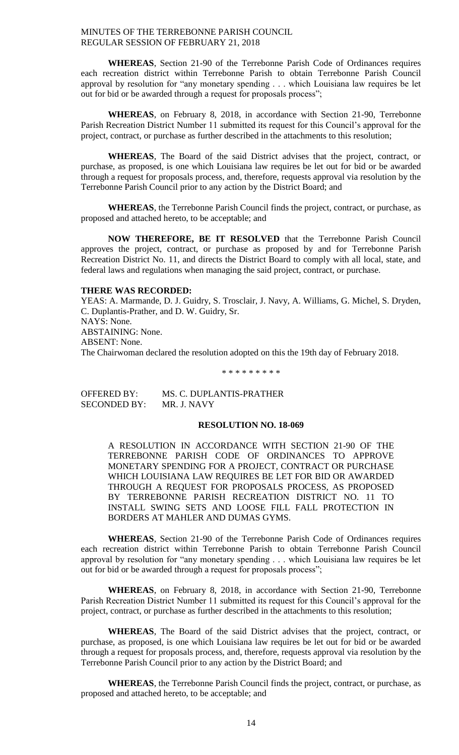**WHEREAS**, Section 21-90 of the Terrebonne Parish Code of Ordinances requires each recreation district within Terrebonne Parish to obtain Terrebonne Parish Council approval by resolution for "any monetary spending . . . which Louisiana law requires be let out for bid or be awarded through a request for proposals process";

**WHEREAS**, on February 8, 2018, in accordance with Section 21-90, Terrebonne Parish Recreation District Number 11 submitted its request for this Council's approval for the project, contract, or purchase as further described in the attachments to this resolution;

**WHEREAS**, The Board of the said District advises that the project, contract, or purchase, as proposed, is one which Louisiana law requires be let out for bid or be awarded through a request for proposals process, and, therefore, requests approval via resolution by the Terrebonne Parish Council prior to any action by the District Board; and

**WHEREAS**, the Terrebonne Parish Council finds the project, contract, or purchase, as proposed and attached hereto, to be acceptable; and

**NOW THEREFORE, BE IT RESOLVED** that the Terrebonne Parish Council approves the project, contract, or purchase as proposed by and for Terrebonne Parish Recreation District No. 11, and directs the District Board to comply with all local, state, and federal laws and regulations when managing the said project, contract, or purchase.

**THERE WAS RECORDED:**

YEAS: A. Marmande, D. J. Guidry, S. Trosclair, J. Navy, A. Williams, G. Michel, S. Dryden, C. Duplantis-Prather, and D. W. Guidry, Sr.
NAYS: None.
ABSTAINING: None.
ABSENT: None.
The Chairwoman declared the resolution adopted on this the 19th day of February 2018.

\* \* \* \* \* \* \* \* \*

OFFERED BY: MS. C. DUPLANTIS-PRATHER
SECONDED BY: MR. J. NAVY

**RESOLUTION NO. 18-069**

A RESOLUTION IN ACCORDANCE WITH SECTION 21-90 OF THE TERREBONNE PARISH CODE OF ORDINANCES TO APPROVE MONETARY SPENDING FOR A PROJECT, CONTRACT OR PURCHASE WHICH LOUISIANA LAW REQUIRES BE LET FOR BID OR AWARDED THROUGH A REQUEST FOR PROPOSALS PROCESS, AS PROPOSED BY TERREBONNE PARISH RECREATION DISTRICT NO. 11 TO INSTALL SWING SETS AND LOOSE FILL FALL PROTECTION IN BORDERS AT MAHLER AND DUMAS GYMS.

**WHEREAS**, Section 21-90 of the Terrebonne Parish Code of Ordinances requires each recreation district within Terrebonne Parish to obtain Terrebonne Parish Council approval by resolution for "any monetary spending . . . which Louisiana law requires be let out for bid or be awarded through a request for proposals process";

**WHEREAS**, on February 8, 2018, in accordance with Section 21-90, Terrebonne Parish Recreation District Number 11 submitted its request for this Council's approval for the project, contract, or purchase as further described in the attachments to this resolution;

**WHEREAS**, The Board of the said District advises that the project, contract, or purchase, as proposed, is one which Louisiana law requires be let out for bid or be awarded through a request for proposals process, and, therefore, requests approval via resolution by the Terrebonne Parish Council prior to any action by the District Board; and

**WHEREAS**, the Terrebonne Parish Council finds the project, contract, or purchase, as proposed and attached hereto, to be acceptable; and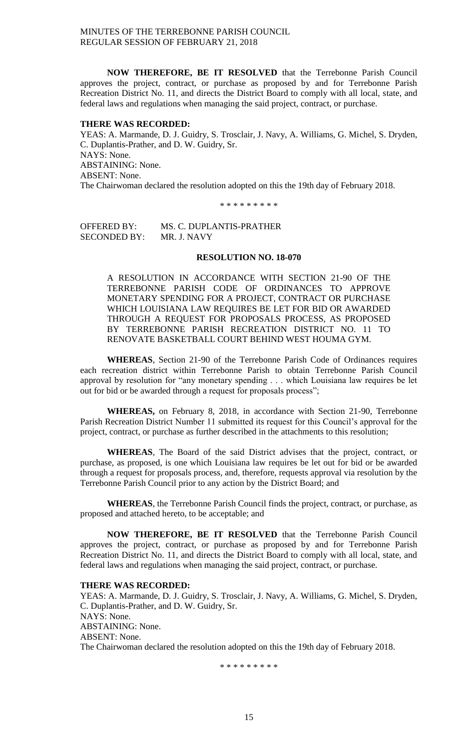**NOW THEREFORE, BE IT RESOLVED** that the Terrebonne Parish Council approves the project, contract, or purchase as proposed by and for Terrebonne Parish Recreation District No. 11, and directs the District Board to comply with all local, state, and federal laws and regulations when managing the said project, contract, or purchase.

**THERE WAS RECORDED:**
YEAS: A. Marmande, D. J. Guidry, S. Trosclair, J. Navy, A. Williams, G. Michel, S. Dryden, C. Duplantis-Prather, and D. W. Guidry, Sr.
NAYS: None.
ABSTAINING: None.
ABSENT: None.
The Chairwoman declared the resolution adopted on this the 19th day of February 2018.

\* \* \* \* \* \* \* \* \*

OFFERED BY: MS. C. DUPLANTIS-PRATHER
SECONDED BY: MR. J. NAVY

**RESOLUTION NO. 18-070**

A RESOLUTION IN ACCORDANCE WITH SECTION 21-90 OF THE TERREBONNE PARISH CODE OF ORDINANCES TO APPROVE MONETARY SPENDING FOR A PROJECT, CONTRACT OR PURCHASE WHICH LOUISIANA LAW REQUIRES BE LET FOR BID OR AWARDED THROUGH A REQUEST FOR PROPOSALS PROCESS, AS PROPOSED BY TERREBONNE PARISH RECREATION DISTRICT NO. 11 TO RENOVATE BASKETBALL COURT BEHIND WEST HOUMA GYM.

**WHEREAS**, Section 21-90 of the Terrebonne Parish Code of Ordinances requires each recreation district within Terrebonne Parish to obtain Terrebonne Parish Council approval by resolution for "any monetary spending . . . which Louisiana law requires be let out for bid or be awarded through a request for proposals process";

**WHEREAS,** on February 8, 2018, in accordance with Section 21-90, Terrebonne Parish Recreation District Number 11 submitted its request for this Council's approval for the project, contract, or purchase as further described in the attachments to this resolution;

**WHEREAS**, The Board of the said District advises that the project, contract, or purchase, as proposed, is one which Louisiana law requires be let out for bid or be awarded through a request for proposals process, and, therefore, requests approval via resolution by the Terrebonne Parish Council prior to any action by the District Board; and

**WHEREAS**, the Terrebonne Parish Council finds the project, contract, or purchase, as proposed and attached hereto, to be acceptable; and

**NOW THEREFORE, BE IT RESOLVED** that the Terrebonne Parish Council approves the project, contract, or purchase as proposed by and for Terrebonne Parish Recreation District No. 11, and directs the District Board to comply with all local, state, and federal laws and regulations when managing the said project, contract, or purchase.

**THERE WAS RECORDED:**
YEAS: A. Marmande, D. J. Guidry, S. Trosclair, J. Navy, A. Williams, G. Michel, S. Dryden, C. Duplantis-Prather, and D. W. Guidry, Sr.
NAYS: None.
ABSTAINING: None.
ABSENT: None.
The Chairwoman declared the resolution adopted on this the 19th day of February 2018.

\* \* \* \* \* \* \* \* \*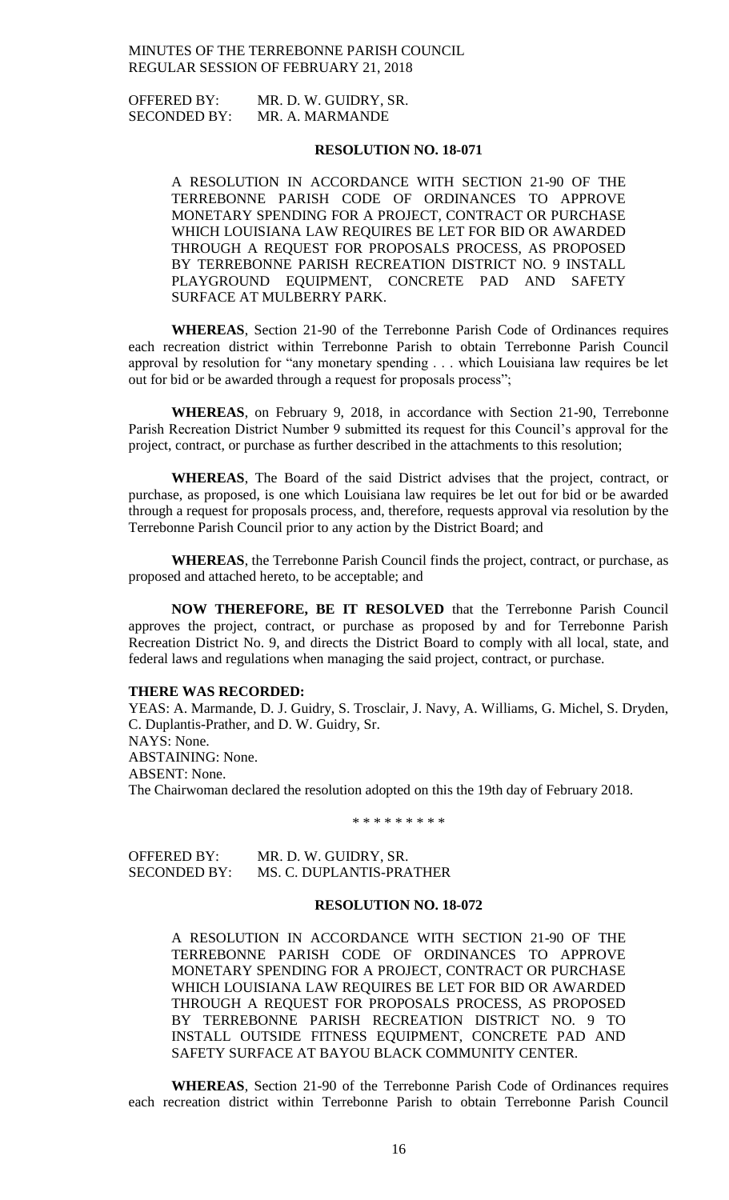OFFERED BY: MR. D. W. GUIDRY, SR.
SECONDED BY: MR. A. MARMANDE

**RESOLUTION NO. 18-071**

A RESOLUTION IN ACCORDANCE WITH SECTION 21-90 OF THE TERREBONNE PARISH CODE OF ORDINANCES TO APPROVE MONETARY SPENDING FOR A PROJECT, CONTRACT OR PURCHASE WHICH LOUISIANA LAW REQUIRES BE LET FOR BID OR AWARDED THROUGH A REQUEST FOR PROPOSALS PROCESS, AS PROPOSED BY TERREBONNE PARISH RECREATION DISTRICT NO. 9 INSTALL PLAYGROUND EQUIPMENT, CONCRETE PAD AND SAFETY SURFACE AT MULBERRY PARK.

**WHEREAS**, Section 21-90 of the Terrebonne Parish Code of Ordinances requires each recreation district within Terrebonne Parish to obtain Terrebonne Parish Council approval by resolution for "any monetary spending . . . which Louisiana law requires be let out for bid or be awarded through a request for proposals process";

**WHEREAS**, on February 9, 2018, in accordance with Section 21-90, Terrebonne Parish Recreation District Number 9 submitted its request for this Council's approval for the project, contract, or purchase as further described in the attachments to this resolution;

**WHEREAS**, The Board of the said District advises that the project, contract, or purchase, as proposed, is one which Louisiana law requires be let out for bid or be awarded through a request for proposals process, and, therefore, requests approval via resolution by the Terrebonne Parish Council prior to any action by the District Board; and

**WHEREAS**, the Terrebonne Parish Council finds the project, contract, or purchase, as proposed and attached hereto, to be acceptable; and

**NOW THEREFORE, BE IT RESOLVED** that the Terrebonne Parish Council approves the project, contract, or purchase as proposed by and for Terrebonne Parish Recreation District No. 9, and directs the District Board to comply with all local, state, and federal laws and regulations when managing the said project, contract, or purchase.

**THERE WAS RECORDED:**
YEAS: A. Marmande, D. J. Guidry, S. Trosclair, J. Navy, A. Williams, G. Michel, S. Dryden, C. Duplantis-Prather, and D. W. Guidry, Sr.
NAYS: None.
ABSTAINING: None.
ABSENT: None.
The Chairwoman declared the resolution adopted on this the 19th day of February 2018.

\* \* \* \* \* \* \* \* \*

OFFERED BY: MR. D. W. GUIDRY, SR.
SECONDED BY: MS. C. DUPLANTIS-PRATHER

**RESOLUTION NO. 18-072**

A RESOLUTION IN ACCORDANCE WITH SECTION 21-90 OF THE TERREBONNE PARISH CODE OF ORDINANCES TO APPROVE MONETARY SPENDING FOR A PROJECT, CONTRACT OR PURCHASE WHICH LOUISIANA LAW REQUIRES BE LET FOR BID OR AWARDED THROUGH A REQUEST FOR PROPOSALS PROCESS, AS PROPOSED BY TERREBONNE PARISH RECREATION DISTRICT NO. 9 TO INSTALL OUTSIDE FITNESS EQUIPMENT, CONCRETE PAD AND SAFETY SURFACE AT BAYOU BLACK COMMUNITY CENTER.

**WHEREAS**, Section 21-90 of the Terrebonne Parish Code of Ordinances requires each recreation district within Terrebonne Parish to obtain Terrebonne Parish Council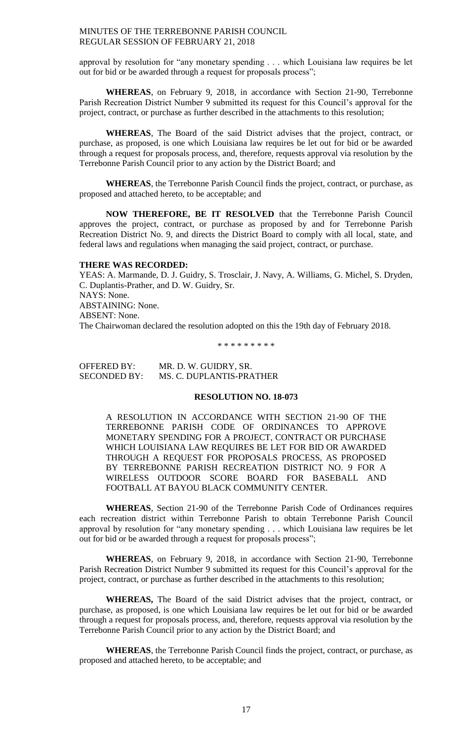approval by resolution for "any monetary spending . . . which Louisiana law requires be let out for bid or be awarded through a request for proposals process";

**WHEREAS**, on February 9, 2018, in accordance with Section 21-90, Terrebonne Parish Recreation District Number 9 submitted its request for this Council's approval for the project, contract, or purchase as further described in the attachments to this resolution;

**WHEREAS**, The Board of the said District advises that the project, contract, or purchase, as proposed, is one which Louisiana law requires be let out for bid or be awarded through a request for proposals process, and, therefore, requests approval via resolution by the Terrebonne Parish Council prior to any action by the District Board; and

**WHEREAS**, the Terrebonne Parish Council finds the project, contract, or purchase, as proposed and attached hereto, to be acceptable; and

**NOW THEREFORE, BE IT RESOLVED** that the Terrebonne Parish Council approves the project, contract, or purchase as proposed by and for Terrebonne Parish Recreation District No. 9, and directs the District Board to comply with all local, state, and federal laws and regulations when managing the said project, contract, or purchase.

**THERE WAS RECORDED:**

YEAS: A. Marmande, D. J. Guidry, S. Trosclair, J. Navy, A. Williams, G. Michel, S. Dryden, C. Duplantis-Prather, and D. W. Guidry, Sr.
NAYS: None.
ABSTAINING: None.
ABSENT: None.
The Chairwoman declared the resolution adopted on this the 19th day of February 2018.

\* \* \* \* \* \* \* \* \*

OFFERED BY: MR. D. W. GUIDRY, SR.
SECONDED BY: MS. C. DUPLANTIS-PRATHER

**RESOLUTION NO. 18-073**

A RESOLUTION IN ACCORDANCE WITH SECTION 21-90 OF THE TERREBONNE PARISH CODE OF ORDINANCES TO APPROVE MONETARY SPENDING FOR A PROJECT, CONTRACT OR PURCHASE WHICH LOUISIANA LAW REQUIRES BE LET FOR BID OR AWARDED THROUGH A REQUEST FOR PROPOSALS PROCESS, AS PROPOSED BY TERREBONNE PARISH RECREATION DISTRICT NO. 9 FOR A WIRELESS OUTDOOR SCORE BOARD FOR BASEBALL AND FOOTBALL AT BAYOU BLACK COMMUNITY CENTER.

**WHEREAS**, Section 21-90 of the Terrebonne Parish Code of Ordinances requires each recreation district within Terrebonne Parish to obtain Terrebonne Parish Council approval by resolution for "any monetary spending . . . which Louisiana law requires be let out for bid or be awarded through a request for proposals process";

**WHEREAS**, on February 9, 2018, in accordance with Section 21-90, Terrebonne Parish Recreation District Number 9 submitted its request for this Council's approval for the project, contract, or purchase as further described in the attachments to this resolution;

**WHEREAS,** The Board of the said District advises that the project, contract, or purchase, as proposed, is one which Louisiana law requires be let out for bid or be awarded through a request for proposals process, and, therefore, requests approval via resolution by the Terrebonne Parish Council prior to any action by the District Board; and

**WHEREAS**, the Terrebonne Parish Council finds the project, contract, or purchase, as proposed and attached hereto, to be acceptable; and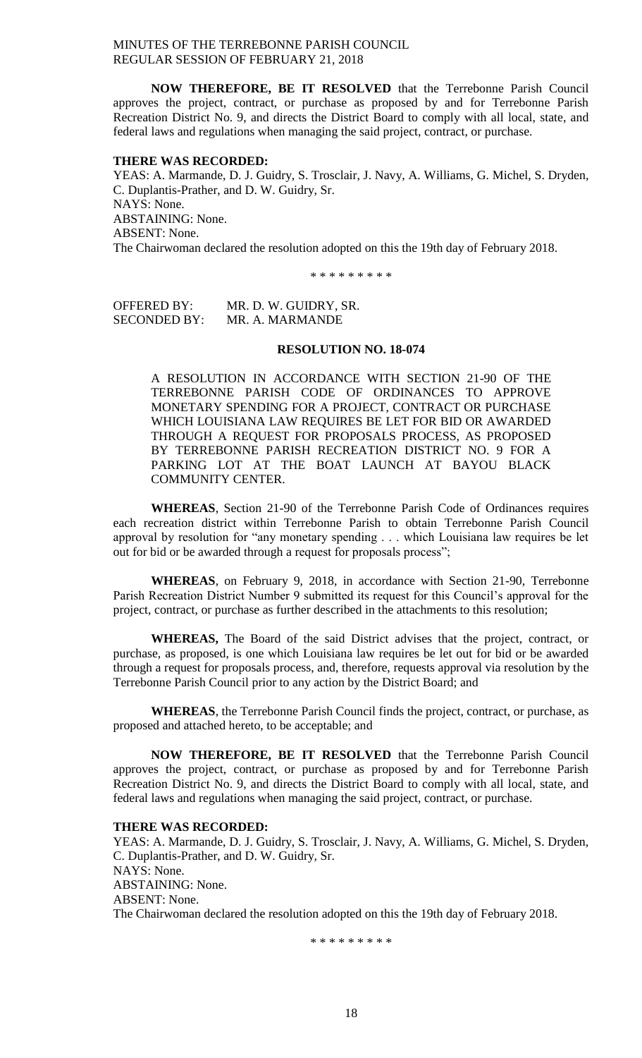**NOW THEREFORE, BE IT RESOLVED** that the Terrebonne Parish Council approves the project, contract, or purchase as proposed by and for Terrebonne Parish Recreation District No. 9, and directs the District Board to comply with all local, state, and federal laws and regulations when managing the said project, contract, or purchase.

**THERE WAS RECORDED:**

YEAS: A. Marmande, D. J. Guidry, S. Trosclair, J. Navy, A. Williams, G. Michel, S. Dryden, C. Duplantis-Prather, and D. W. Guidry, Sr.
NAYS: None.
ABSTAINING: None.
ABSENT: None.
The Chairwoman declared the resolution adopted on this the 19th day of February 2018.

\* \* \* \* \* \* \* \* \*

OFFERED BY: MR. D. W. GUIDRY, SR.
SECONDED BY: MR. A. MARMANDE

**RESOLUTION NO. 18-074**

A RESOLUTION IN ACCORDANCE WITH SECTION 21-90 OF THE TERREBONNE PARISH CODE OF ORDINANCES TO APPROVE MONETARY SPENDING FOR A PROJECT, CONTRACT OR PURCHASE WHICH LOUISIANA LAW REQUIRES BE LET FOR BID OR AWARDED THROUGH A REQUEST FOR PROPOSALS PROCESS, AS PROPOSED BY TERREBONNE PARISH RECREATION DISTRICT NO. 9 FOR A PARKING LOT AT THE BOAT LAUNCH AT BAYOU BLACK COMMUNITY CENTER.

**WHEREAS**, Section 21-90 of the Terrebonne Parish Code of Ordinances requires each recreation district within Terrebonne Parish to obtain Terrebonne Parish Council approval by resolution for "any monetary spending . . . which Louisiana law requires be let out for bid or be awarded through a request for proposals process";

**WHEREAS**, on February 9, 2018, in accordance with Section 21-90, Terrebonne Parish Recreation District Number 9 submitted its request for this Council's approval for the project, contract, or purchase as further described in the attachments to this resolution;

**WHEREAS,** The Board of the said District advises that the project, contract, or purchase, as proposed, is one which Louisiana law requires be let out for bid or be awarded through a request for proposals process, and, therefore, requests approval via resolution by the Terrebonne Parish Council prior to any action by the District Board; and

**WHEREAS**, the Terrebonne Parish Council finds the project, contract, or purchase, as proposed and attached hereto, to be acceptable; and

**NOW THEREFORE, BE IT RESOLVED** that the Terrebonne Parish Council approves the project, contract, or purchase as proposed by and for Terrebonne Parish Recreation District No. 9, and directs the District Board to comply with all local, state, and federal laws and regulations when managing the said project, contract, or purchase.

**THERE WAS RECORDED:**

YEAS: A. Marmande, D. J. Guidry, S. Trosclair, J. Navy, A. Williams, G. Michel, S. Dryden, C. Duplantis-Prather, and D. W. Guidry, Sr.
NAYS: None.
ABSTAINING: None.
ABSENT: None.
The Chairwoman declared the resolution adopted on this the 19th day of February 2018.

\* \* \* \* \* \* \* \* \*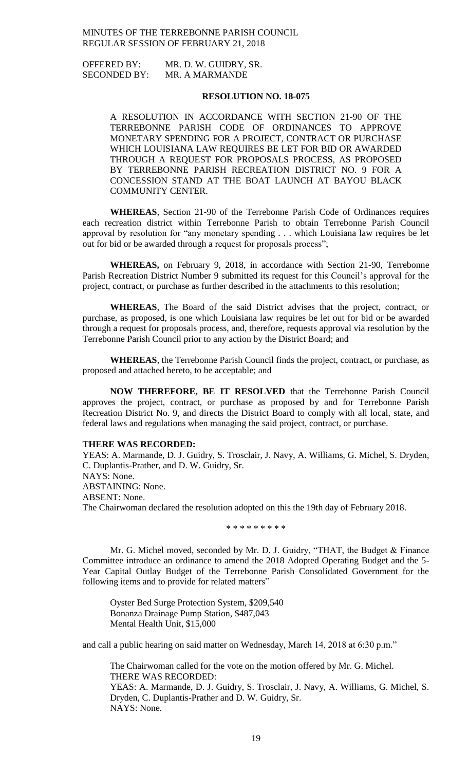MINUTES OF THE TERREBONNE PARISH COUNCIL
REGULAR SESSION OF FEBRUARY 21, 2018

OFFERED BY: MR. D. W. GUIDRY, SR.
SECONDED BY: MR. A MARMANDE

**RESOLUTION NO. 18-075**

A RESOLUTION IN ACCORDANCE WITH SECTION 21-90 OF THE TERREBONNE PARISH CODE OF ORDINANCES TO APPROVE MONETARY SPENDING FOR A PROJECT, CONTRACT OR PURCHASE WHICH LOUISIANA LAW REQUIRES BE LET FOR BID OR AWARDED THROUGH A REQUEST FOR PROPOSALS PROCESS, AS PROPOSED BY TERREBONNE PARISH RECREATION DISTRICT NO. 9 FOR A CONCESSION STAND AT THE BOAT LAUNCH AT BAYOU BLACK COMMUNITY CENTER.

**WHEREAS**, Section 21-90 of the Terrebonne Parish Code of Ordinances requires each recreation district within Terrebonne Parish to obtain Terrebonne Parish Council approval by resolution for "any monetary spending . . . which Louisiana law requires be let out for bid or be awarded through a request for proposals process";

**WHEREAS,** on February 9, 2018, in accordance with Section 21-90, Terrebonne Parish Recreation District Number 9 submitted its request for this Council's approval for the project, contract, or purchase as further described in the attachments to this resolution;

**WHEREAS**, The Board of the said District advises that the project, contract, or purchase, as proposed, is one which Louisiana law requires be let out for bid or be awarded through a request for proposals process, and, therefore, requests approval via resolution by the Terrebonne Parish Council prior to any action by the District Board; and

**WHEREAS**, the Terrebonne Parish Council finds the project, contract, or purchase, as proposed and attached hereto, to be acceptable; and

**NOW THEREFORE, BE IT RESOLVED** that the Terrebonne Parish Council approves the project, contract, or purchase as proposed by and for Terrebonne Parish Recreation District No. 9, and directs the District Board to comply with all local, state, and federal laws and regulations when managing the said project, contract, or purchase.

**THERE WAS RECORDED:**
YEAS: A. Marmande, D. J. Guidry, S. Trosclair, J. Navy, A. Williams, G. Michel, S. Dryden, C. Duplantis-Prather, and D. W. Guidry, Sr.
NAYS: None.
ABSTAINING: None.
ABSENT: None.
The Chairwoman declared the resolution adopted on this the 19th day of February 2018.

\* \* \* \* \* \* \* \* \*

Mr. G. Michel moved, seconded by Mr. D. J. Guidry, "THAT, the Budget & Finance Committee introduce an ordinance to amend the 2018 Adopted Operating Budget and the 5-Year Capital Outlay Budget of the Terrebonne Parish Consolidated Government for the following items and to provide for related matters"

Oyster Bed Surge Protection System, $209,540
Bonanza Drainage Pump Station, $487,043
Mental Health Unit, $15,000

and call a public hearing on said matter on Wednesday, March 14, 2018 at 6:30 p.m."

The Chairwoman called for the vote on the motion offered by Mr. G. Michel.
THERE WAS RECORDED:
YEAS: A. Marmande, D. J. Guidry, S. Trosclair, J. Navy, A. Williams, G. Michel, S. Dryden, C. Duplantis-Prather and D. W. Guidry, Sr.
NAYS: None.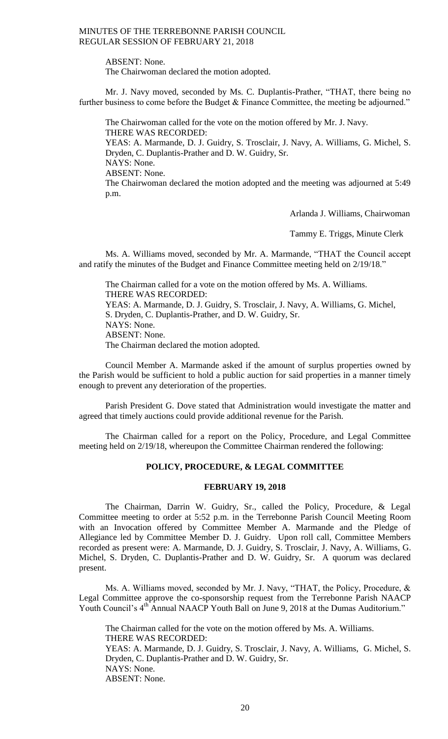ABSENT: None.
The Chairwoman declared the motion adopted.

Mr. J. Navy moved, seconded by Ms. C. Duplantis-Prather, "THAT, there being no further business to come before the Budget & Finance Committee, the meeting be adjourned."

The Chairwoman called for the vote on the motion offered by Mr. J. Navy.
THERE WAS RECORDED:
YEAS: A. Marmande, D. J. Guidry, S. Trosclair, J. Navy, A. Williams, G. Michel, S. Dryden, C. Duplantis-Prather and D. W. Guidry, Sr.
NAYS: None.
ABSENT: None.
The Chairwoman declared the motion adopted and the meeting was adjourned at 5:49 p.m.

Arlanda J. Williams, Chairwoman

Tammy E. Triggs, Minute Clerk

Ms. A. Williams moved, seconded by Mr. A. Marmande, "THAT the Council accept and ratify the minutes of the Budget and Finance Committee meeting held on 2/19/18."

The Chairman called for a vote on the motion offered by Ms. A. Williams.
THERE WAS RECORDED:
YEAS: A. Marmande, D. J. Guidry, S. Trosclair, J. Navy, A. Williams, G. Michel, S. Dryden, C. Duplantis-Prather, and D. W. Guidry, Sr.
NAYS: None.
ABSENT: None.
The Chairman declared the motion adopted.

Council Member A. Marmande asked if the amount of surplus properties owned by the Parish would be sufficient to hold a public auction for said properties in a manner timely enough to prevent any deterioration of the properties.

Parish President G. Dove stated that Administration would investigate the matter and agreed that timely auctions could provide additional revenue for the Parish.

The Chairman called for a report on the Policy, Procedure, and Legal Committee meeting held on 2/19/18, whereupon the Committee Chairman rendered the following:

## POLICY, PROCEDURE, & LEGAL COMMITTEE

### FEBRUARY 19, 2018

The Chairman, Darrin W. Guidry, Sr., called the Policy, Procedure, & Legal Committee meeting to order at 5:52 p.m. in the Terrebonne Parish Council Meeting Room with an Invocation offered by Committee Member A. Marmande and the Pledge of Allegiance led by Committee Member D. J. Guidry. Upon roll call, Committee Members recorded as present were: A. Marmande, D. J. Guidry, S. Trosclair, J. Navy, A. Williams, G. Michel, S. Dryden, C. Duplantis-Prather and D. W. Guidry, Sr. A quorum was declared present.

Ms. A. Williams moved, seconded by Mr. J. Navy, "THAT, the Policy, Procedure, & Legal Committee approve the co-sponsorship request from the Terrebonne Parish NAACP Youth Council's 4th Annual NAACP Youth Ball on June 9, 2018 at the Dumas Auditorium."

The Chairman called for the vote on the motion offered by Ms. A. Williams.
THERE WAS RECORDED:
YEAS: A. Marmande, D. J. Guidry, S. Trosclair, J. Navy, A. Williams, G. Michel, S. Dryden, C. Duplantis-Prather and D. W. Guidry, Sr.
NAYS: None.
ABSENT: None.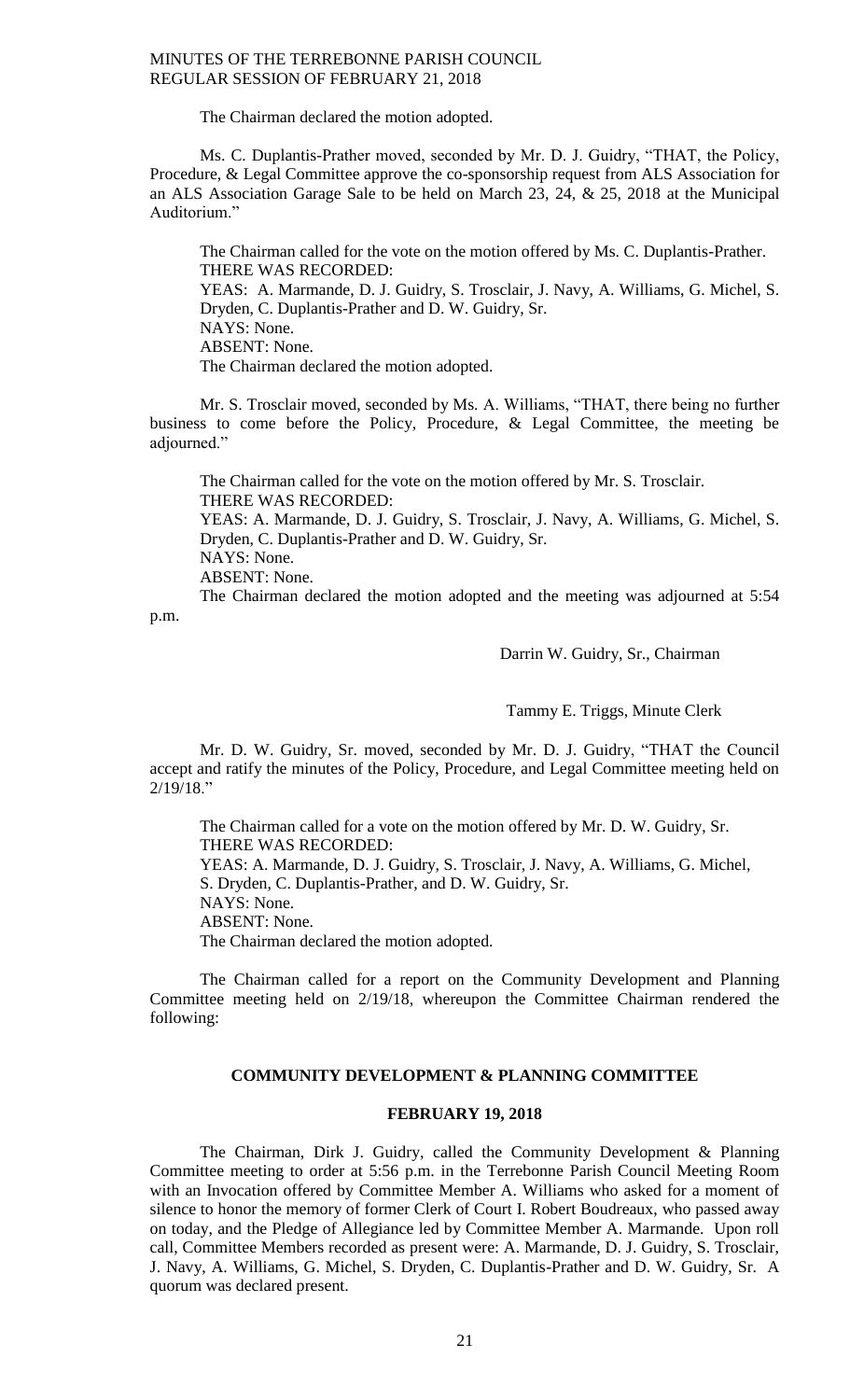The Chairman declared the motion adopted.

Ms. C. Duplantis-Prather moved, seconded by Mr. D. J. Guidry, "THAT, the Policy, Procedure, & Legal Committee approve the co-sponsorship request from ALS Association for an ALS Association Garage Sale to be held on March 23, 24, & 25, 2018 at the Municipal Auditorium."

The Chairman called for the vote on the motion offered by Ms. C. Duplantis-Prather.
THERE WAS RECORDED:
YEAS: A. Marmande, D. J. Guidry, S. Trosclair, J. Navy, A. Williams, G. Michel, S. Dryden, C. Duplantis-Prather and D. W. Guidry, Sr.
NAYS: None.
ABSENT: None.
The Chairman declared the motion adopted.

Mr. S. Trosclair moved, seconded by Ms. A. Williams, "THAT, there being no further business to come before the Policy, Procedure, & Legal Committee, the meeting be adjourned."

The Chairman called for the vote on the motion offered by Mr. S. Trosclair.
THERE WAS RECORDED:
YEAS: A. Marmande, D. J. Guidry, S. Trosclair, J. Navy, A. Williams, G. Michel, S. Dryden, C. Duplantis-Prather and D. W. Guidry, Sr.
NAYS: None.
ABSENT: None.
The Chairman declared the motion adopted and the meeting was adjourned at 5:54 p.m.

Darrin W. Guidry, Sr., Chairman

Tammy E. Triggs, Minute Clerk

Mr. D. W. Guidry, Sr. moved, seconded by Mr. D. J. Guidry, "THAT the Council accept and ratify the minutes of the Policy, Procedure, and Legal Committee meeting held on 2/19/18."

The Chairman called for a vote on the motion offered by Mr. D. W. Guidry, Sr.
THERE WAS RECORDED:
YEAS: A. Marmande, D. J. Guidry, S. Trosclair, J. Navy, A. Williams, G. Michel, S. Dryden, C. Duplantis-Prather, and D. W. Guidry, Sr.
NAYS: None.
ABSENT: None.
The Chairman declared the motion adopted.

The Chairman called for a report on the Community Development and Planning Committee meeting held on 2/19/18, whereupon the Committee Chairman rendered the following:

## COMMUNITY DEVELOPMENT & PLANNING COMMITTEE

## FEBRUARY 19, 2018

The Chairman, Dirk J. Guidry, called the Community Development & Planning Committee meeting to order at 5:56 p.m. in the Terrebonne Parish Council Meeting Room with an Invocation offered by Committee Member A. Williams who asked for a moment of silence to honor the memory of former Clerk of Court I. Robert Boudreaux, who passed away on today, and the Pledge of Allegiance led by Committee Member A. Marmande. Upon roll call, Committee Members recorded as present were: A. Marmande, D. J. Guidry, S. Trosclair, J. Navy, A. Williams, G. Michel, S. Dryden, C. Duplantis-Prather and D. W. Guidry, Sr. A quorum was declared present.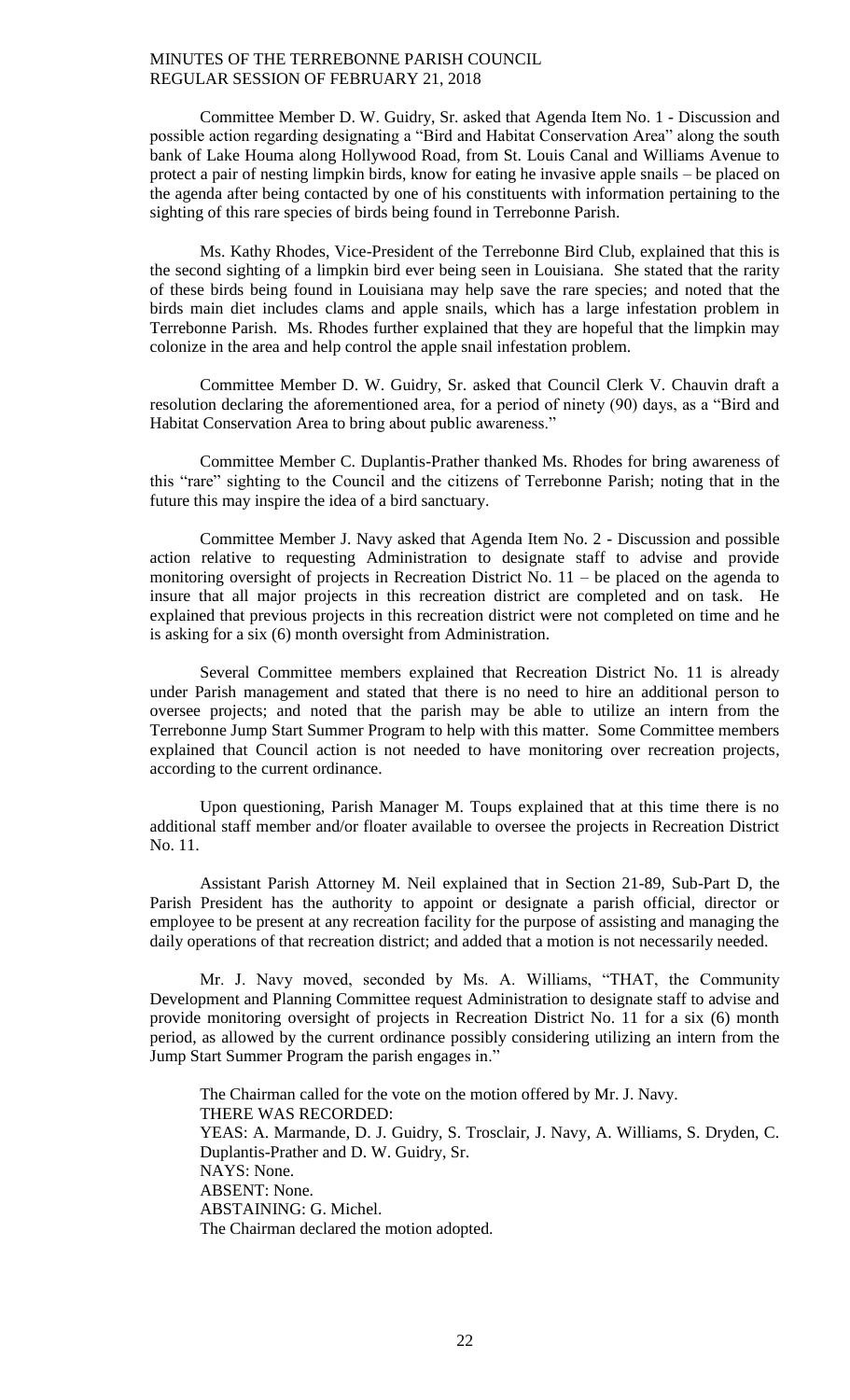Committee Member D. W. Guidry, Sr. asked that Agenda Item No. 1 - Discussion and possible action regarding designating a "Bird and Habitat Conservation Area" along the south bank of Lake Houma along Hollywood Road, from St. Louis Canal and Williams Avenue to protect a pair of nesting limpkin birds, know for eating he invasive apple snails – be placed on the agenda after being contacted by one of his constituents with information pertaining to the sighting of this rare species of birds being found in Terrebonne Parish.

Ms. Kathy Rhodes, Vice-President of the Terrebonne Bird Club, explained that this is the second sighting of a limpkin bird ever being seen in Louisiana. She stated that the rarity of these birds being found in Louisiana may help save the rare species; and noted that the birds main diet includes clams and apple snails, which has a large infestation problem in Terrebonne Parish. Ms. Rhodes further explained that they are hopeful that the limpkin may colonize in the area and help control the apple snail infestation problem.

Committee Member D. W. Guidry, Sr. asked that Council Clerk V. Chauvin draft a resolution declaring the aforementioned area, for a period of ninety (90) days, as a "Bird and Habitat Conservation Area to bring about public awareness."

Committee Member C. Duplantis-Prather thanked Ms. Rhodes for bring awareness of this "rare" sighting to the Council and the citizens of Terrebonne Parish; noting that in the future this may inspire the idea of a bird sanctuary.

Committee Member J. Navy asked that Agenda Item No. 2 - Discussion and possible action relative to requesting Administration to designate staff to advise and provide monitoring oversight of projects in Recreation District No. 11 – be placed on the agenda to insure that all major projects in this recreation district are completed and on task. He explained that previous projects in this recreation district were not completed on time and he is asking for a six (6) month oversight from Administration.

Several Committee members explained that Recreation District No. 11 is already under Parish management and stated that there is no need to hire an additional person to oversee projects; and noted that the parish may be able to utilize an intern from the Terrebonne Jump Start Summer Program to help with this matter. Some Committee members explained that Council action is not needed to have monitoring over recreation projects, according to the current ordinance.

Upon questioning, Parish Manager M. Toups explained that at this time there is no additional staff member and/or floater available to oversee the projects in Recreation District No. 11.

Assistant Parish Attorney M. Neil explained that in Section 21-89, Sub-Part D, the Parish President has the authority to appoint or designate a parish official, director or employee to be present at any recreation facility for the purpose of assisting and managing the daily operations of that recreation district; and added that a motion is not necessarily needed.

Mr. J. Navy moved, seconded by Ms. A. Williams, "THAT, the Community Development and Planning Committee request Administration to designate staff to advise and provide monitoring oversight of projects in Recreation District No. 11 for a six (6) month period, as allowed by the current ordinance possibly considering utilizing an intern from the Jump Start Summer Program the parish engages in."

The Chairman called for the vote on the motion offered by Mr. J. Navy.
THERE WAS RECORDED:
YEAS: A. Marmande, D. J. Guidry, S. Trosclair, J. Navy, A. Williams, S. Dryden, C. Duplantis-Prather and D. W. Guidry, Sr.
NAYS: None.
ABSENT: None.
ABSTAINING: G. Michel.
The Chairman declared the motion adopted.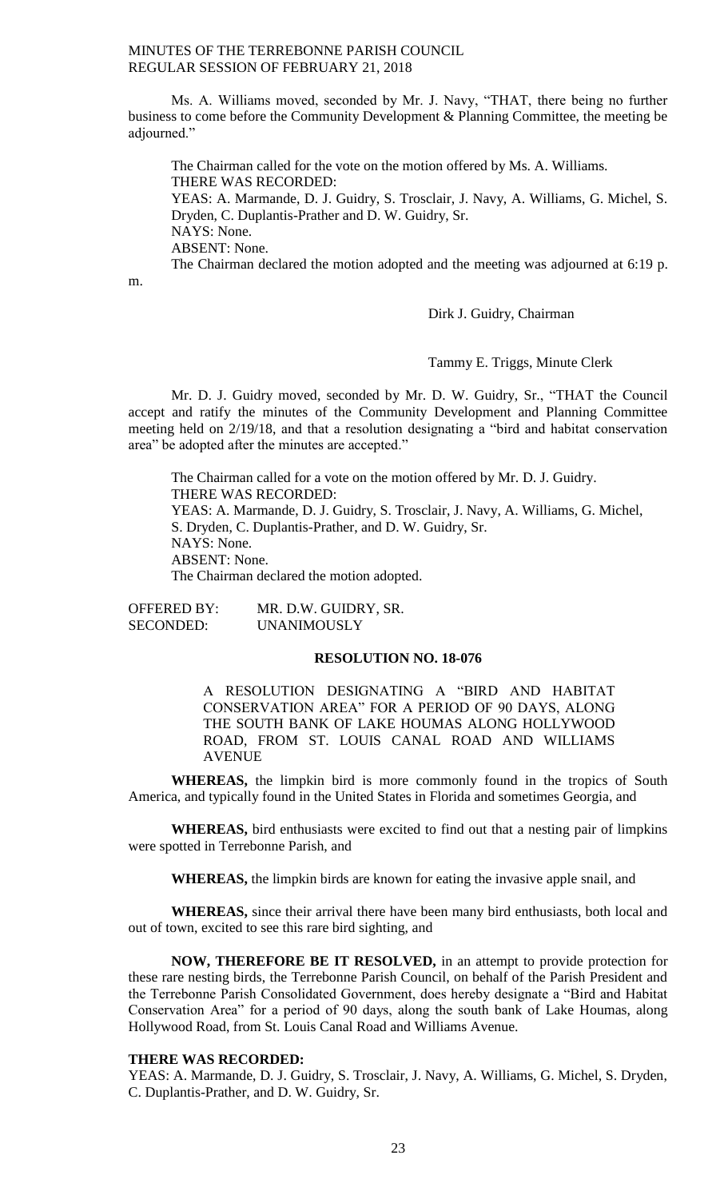Ms. A. Williams moved, seconded by Mr. J. Navy, "THAT, there being no further business to come before the Community Development & Planning Committee, the meeting be adjourned."

The Chairman called for the vote on the motion offered by Ms. A. Williams.
THERE WAS RECORDED:
YEAS: A. Marmande, D. J. Guidry, S. Trosclair, J. Navy, A. Williams, G. Michel, S. Dryden, C. Duplantis-Prather and D. W. Guidry, Sr.
NAYS: None.
ABSENT: None.
The Chairman declared the motion adopted and the meeting was adjourned at 6:19 p.m.

Dirk J. Guidry, Chairman

Tammy E. Triggs, Minute Clerk

Mr. D. J. Guidry moved, seconded by Mr. D. W. Guidry, Sr., "THAT the Council accept and ratify the minutes of the Community Development and Planning Committee meeting held on 2/19/18, and that a resolution designating a "bird and habitat conservation area" be adopted after the minutes are accepted."

The Chairman called for a vote on the motion offered by Mr. D. J. Guidry.
THERE WAS RECORDED:
YEAS: A. Marmande, D. J. Guidry, S. Trosclair, J. Navy, A. Williams, G. Michel, S. Dryden, C. Duplantis-Prather, and D. W. Guidry, Sr.
NAYS: None.
ABSENT: None.
The Chairman declared the motion adopted.

OFFERED BY: MR. D.W. GUIDRY, SR.
SECONDED: UNANIMOUSLY

**RESOLUTION NO. 18-076**

A RESOLUTION DESIGNATING A "BIRD AND HABITAT CONSERVATION AREA" FOR A PERIOD OF 90 DAYS, ALONG THE SOUTH BANK OF LAKE HOUMAS ALONG HOLLYWOOD ROAD, FROM ST. LOUIS CANAL ROAD AND WILLIAMS AVENUE

**WHEREAS,** the limpkin bird is more commonly found in the tropics of South America, and typically found in the United States in Florida and sometimes Georgia, and

**WHEREAS,** bird enthusiasts were excited to find out that a nesting pair of limpkins were spotted in Terrebonne Parish, and

**WHEREAS,** the limpkin birds are known for eating the invasive apple snail, and

**WHEREAS,** since their arrival there have been many bird enthusiasts, both local and out of town, excited to see this rare bird sighting, and

**NOW, THEREFORE BE IT RESOLVED,** in an attempt to provide protection for these rare nesting birds, the Terrebonne Parish Council, on behalf of the Parish President and the Terrebonne Parish Consolidated Government, does hereby designate a "Bird and Habitat Conservation Area" for a period of 90 days, along the south bank of Lake Houmas, along Hollywood Road, from St. Louis Canal Road and Williams Avenue.

**THERE WAS RECORDED:**
YEAS: A. Marmande, D. J. Guidry, S. Trosclair, J. Navy, A. Williams, G. Michel, S. Dryden, C. Duplantis-Prather, and D. W. Guidry, Sr.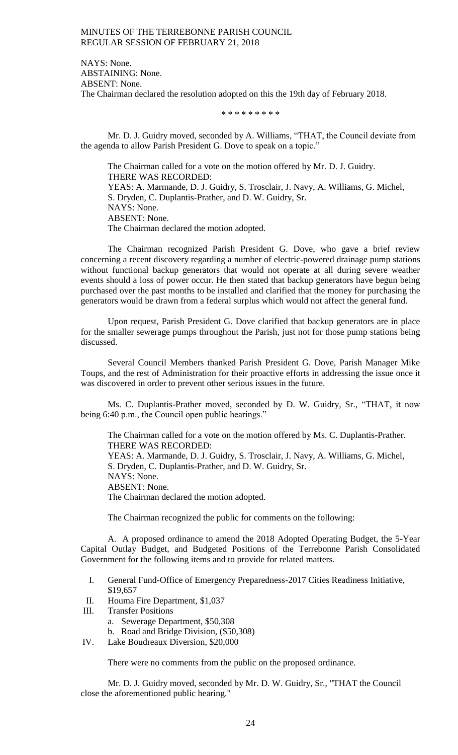NAYS: None.
ABSTAINING: None.
ABSENT: None.
The Chairman declared the resolution adopted on this the 19th day of February 2018.

\* \* \* \* \* \* \* \* \*

Mr. D. J. Guidry moved, seconded by A. Williams, "THAT, the Council deviate from the agenda to allow Parish President G. Dove to speak on a topic."

The Chairman called for a vote on the motion offered by Mr. D. J. Guidry.
THERE WAS RECORDED:
YEAS: A. Marmande, D. J. Guidry, S. Trosclair, J. Navy, A. Williams, G. Michel, S. Dryden, C. Duplantis-Prather, and D. W. Guidry, Sr.
NAYS: None.
ABSENT: None.
The Chairman declared the motion adopted.

The Chairman recognized Parish President G. Dove, who gave a brief review concerning a recent discovery regarding a number of electric-powered drainage pump stations without functional backup generators that would not operate at all during severe weather events should a loss of power occur. He then stated that backup generators have begun being purchased over the past months to be installed and clarified that the money for purchasing the generators would be drawn from a federal surplus which would not affect the general fund.

Upon request, Parish President G. Dove clarified that backup generators are in place for the smaller sewerage pumps throughout the Parish, just not for those pump stations being discussed.

Several Council Members thanked Parish President G. Dove, Parish Manager Mike Toups, and the rest of Administration for their proactive efforts in addressing the issue once it was discovered in order to prevent other serious issues in the future.

Ms. C. Duplantis-Prather moved, seconded by D. W. Guidry, Sr., "THAT, it now being 6:40 p.m., the Council open public hearings."

The Chairman called for a vote on the motion offered by Ms. C. Duplantis-Prather.
THERE WAS RECORDED:
YEAS: A. Marmande, D. J. Guidry, S. Trosclair, J. Navy, A. Williams, G. Michel, S. Dryden, C. Duplantis-Prather, and D. W. Guidry, Sr.
NAYS: None.
ABSENT: None.
The Chairman declared the motion adopted.

The Chairman recognized the public for comments on the following:

A. A proposed ordinance to amend the 2018 Adopted Operating Budget, the 5-Year Capital Outlay Budget, and Budgeted Positions of the Terrebonne Parish Consolidated Government for the following items and to provide for related matters.

I. General Fund-Office of Emergency Preparedness-2017 Cities Readiness Initiative, \$19,657
II. Houma Fire Department, \$1,037
III. Transfer Positions
   a. Sewerage Department, \$50,308
   b. Road and Bridge Division, (\$50,308)
IV. Lake Boudreaux Diversion, \$20,000

There were no comments from the public on the proposed ordinance.

Mr. D. J. Guidry moved, seconded by Mr. D. W. Guidry, Sr., "THAT the Council close the aforementioned public hearing."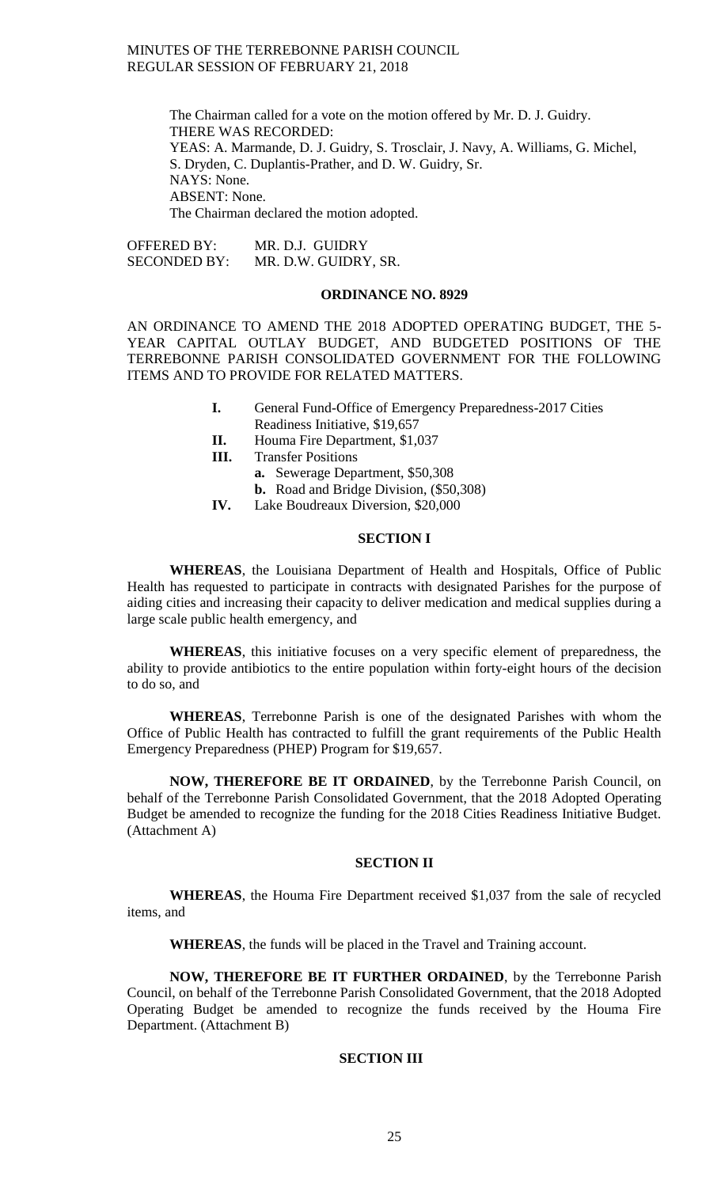The Chairman called for a vote on the motion offered by Mr. D. J. Guidry.
THERE WAS RECORDED:
YEAS: A. Marmande, D. J. Guidry, S. Trosclair, J. Navy, A. Williams, G. Michel, S. Dryden, C. Duplantis-Prather, and D. W. Guidry, Sr.
NAYS: None.
ABSENT: None.
The Chairman declared the motion adopted.

OFFERED BY: MR. D.J. GUIDRY
SECONDED BY: MR. D.W. GUIDRY, SR.

**ORDINANCE NO. 8929**

AN ORDINANCE TO AMEND THE 2018 ADOPTED OPERATING BUDGET, THE 5-YEAR CAPITAL OUTLAY BUDGET, AND BUDGETED POSITIONS OF THE TERREBONNE PARISH CONSOLIDATED GOVERNMENT FOR THE FOLLOWING ITEMS AND TO PROVIDE FOR RELATED MATTERS.

- **I.** General Fund-Office of Emergency Preparedness-2017 Cities Readiness Initiative, $19,657
- **II.** Houma Fire Department, $1,037
- **III.** Transfer Positions
  - **a.** Sewerage Department, $50,308
  - **b.** Road and Bridge Division, ($50,308)
- **IV.** Lake Boudreaux Diversion, $20,000

**SECTION I**

**WHEREAS**, the Louisiana Department of Health and Hospitals, Office of Public Health has requested to participate in contracts with designated Parishes for the purpose of aiding cities and increasing their capacity to deliver medication and medical supplies during a large scale public health emergency, and

**WHEREAS**, this initiative focuses on a very specific element of preparedness, the ability to provide antibiotics to the entire population within forty-eight hours of the decision to do so, and

**WHEREAS**, Terrebonne Parish is one of the designated Parishes with whom the Office of Public Health has contracted to fulfill the grant requirements of the Public Health Emergency Preparedness (PHEP) Program for $19,657.

**NOW, THEREFORE BE IT ORDAINED**, by the Terrebonne Parish Council, on behalf of the Terrebonne Parish Consolidated Government, that the 2018 Adopted Operating Budget be amended to recognize the funding for the 2018 Cities Readiness Initiative Budget. (Attachment A)

**SECTION II**

**WHEREAS**, the Houma Fire Department received $1,037 from the sale of recycled items, and

**WHEREAS**, the funds will be placed in the Travel and Training account.

**NOW, THEREFORE BE IT FURTHER ORDAINED**, by the Terrebonne Parish Council, on behalf of the Terrebonne Parish Consolidated Government, that the 2018 Adopted Operating Budget be amended to recognize the funds received by the Houma Fire Department. (Attachment B)

**SECTION III**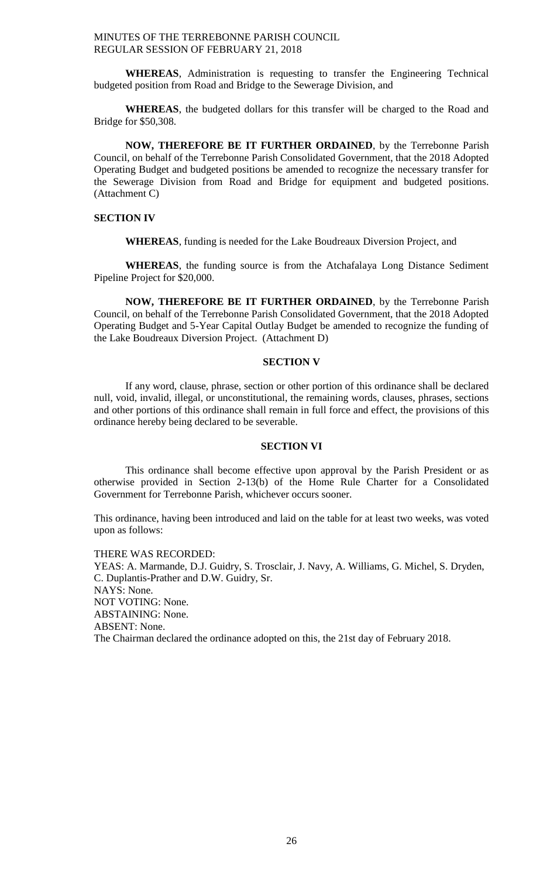**WHEREAS**, Administration is requesting to transfer the Engineering Technical budgeted position from Road and Bridge to the Sewerage Division, and

**WHEREAS**, the budgeted dollars for this transfer will be charged to the Road and Bridge for $50,308.

**NOW, THEREFORE BE IT FURTHER ORDAINED**, by the Terrebonne Parish Council, on behalf of the Terrebonne Parish Consolidated Government, that the 2018 Adopted Operating Budget and budgeted positions be amended to recognize the necessary transfer for the Sewerage Division from Road and Bridge for equipment and budgeted positions. (Attachment C)

**SECTION IV**

**WHEREAS**, funding is needed for the Lake Boudreaux Diversion Project, and

**WHEREAS**, the funding source is from the Atchafalaya Long Distance Sediment Pipeline Project for $20,000.

**NOW, THEREFORE BE IT FURTHER ORDAINED**, by the Terrebonne Parish Council, on behalf of the Terrebonne Parish Consolidated Government, that the 2018 Adopted Operating Budget and 5-Year Capital Outlay Budget be amended to recognize the funding of the Lake Boudreaux Diversion Project. (Attachment D)

**SECTION V**

If any word, clause, phrase, section or other portion of this ordinance shall be declared null, void, invalid, illegal, or unconstitutional, the remaining words, clauses, phrases, sections and other portions of this ordinance shall remain in full force and effect, the provisions of this ordinance hereby being declared to be severable.

**SECTION VI**

This ordinance shall become effective upon approval by the Parish President or as otherwise provided in Section 2-13(b) of the Home Rule Charter for a Consolidated Government for Terrebonne Parish, whichever occurs sooner.

This ordinance, having been introduced and laid on the table for at least two weeks, was voted upon as follows:

THERE WAS RECORDED:
YEAS: A. Marmande, D.J. Guidry, S. Trosclair, J. Navy, A. Williams, G. Michel, S. Dryden, C. Duplantis-Prather and D.W. Guidry, Sr.
NAYS: None.
NOT VOTING: None.
ABSTAINING: None.
ABSENT: None.
The Chairman declared the ordinance adopted on this, the 21st day of February 2018.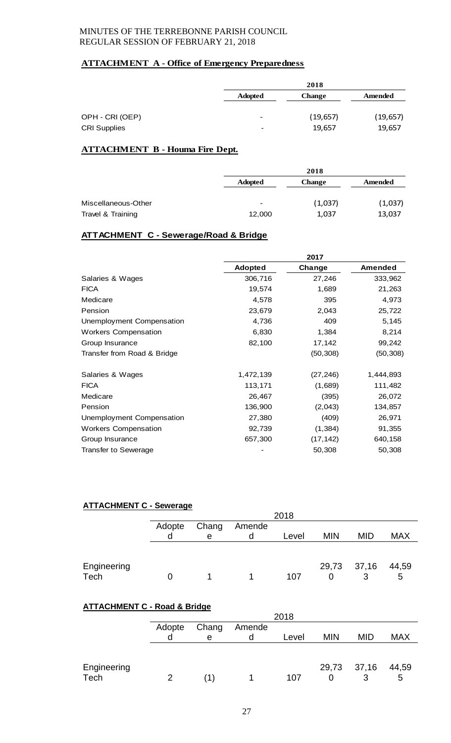MINUTES OF THE TERREBONNE PARISH COUNCIL
REGULAR SESSION OF FEBRUARY 21, 2018

**ATTACHMENT A - Office of Emergency Preparedness**

| | 2018 | | |
|---|---|---|---|
| | **Adopted** | **Change** | **Amended** |
| OPH - CRI (OEP) | - | (19,657) | (19,657) |
| CRI Supplies | - | 19,657 | 19,657 |

**ATTACHMENT B - Houma Fire Dept.**

| | 2018 | | |
|---|---|---|---|
| | **Adopted** | **Change** | **Amended** |
| Miscellaneous-Other | - | (1,037) | (1,037) |
| Travel & Training | 12,000 | 1,037 | 13,037 |

**ATTACHMENT C - Sewerage/Road & Bridge**

| | 2017 | | |
|---|---|---|---|
| | **Adopted** | **Change** | **Amended** |
| Salaries & Wages | 306,716 | 27,246 | 333,962 |
| FICA | 19,574 | 1,689 | 21,263 |
| Medicare | 4,578 | 395 | 4,973 |
| Pension | 23,679 | 2,043 | 25,722 |
| Unemployment Compensation | 4,736 | 409 | 5,145 |
| Workers Compensation | 6,830 | 1,384 | 8,214 |
| Group Insurance | 82,100 | 17,142 | 99,242 |
| Transfer from Road & Bridge | | (50,308) | (50,308) |
| Salaries & Wages | 1,472,139 | (27,246) | 1,444,893 |
| FICA | 113,171 | (1,689) | 111,482 |
| Medicare | 26,467 | (395) | 26,072 |
| Pension | 136,900 | (2,043) | 134,857 |
| Unemployment Compensation | 27,380 | (409) | 26,971 |
| Workers Compensation | 92,739 | (1,384) | 91,355 |
| Group Insurance | 657,300 | (17,142) | 640,158 |
| Transfer to Sewerage | - | 50,308 | 50,308 |

**ATTACHMENT C - Sewerage**

| | 2018 | | | | | | |
|---|---|---|---|---|---|---|---|
| | Adopted | Change | Amended | Level | MIN | MID | MAX |
| Engineering Tech | 0 | 1 | 1 | 107 | 29,730 | 37,163 | 44,595 |

**ATTACHMENT C - Road & Bridge**

| | 2018 | | | | | | |
|---|---|---|---|---|---|---|---|
| | Adopted | Change | Amended | Level | MIN | MID | MAX |
| Engineering Tech | 2 | (1) | 1 | 107 | 29,730 | 37,163 | 44,595 |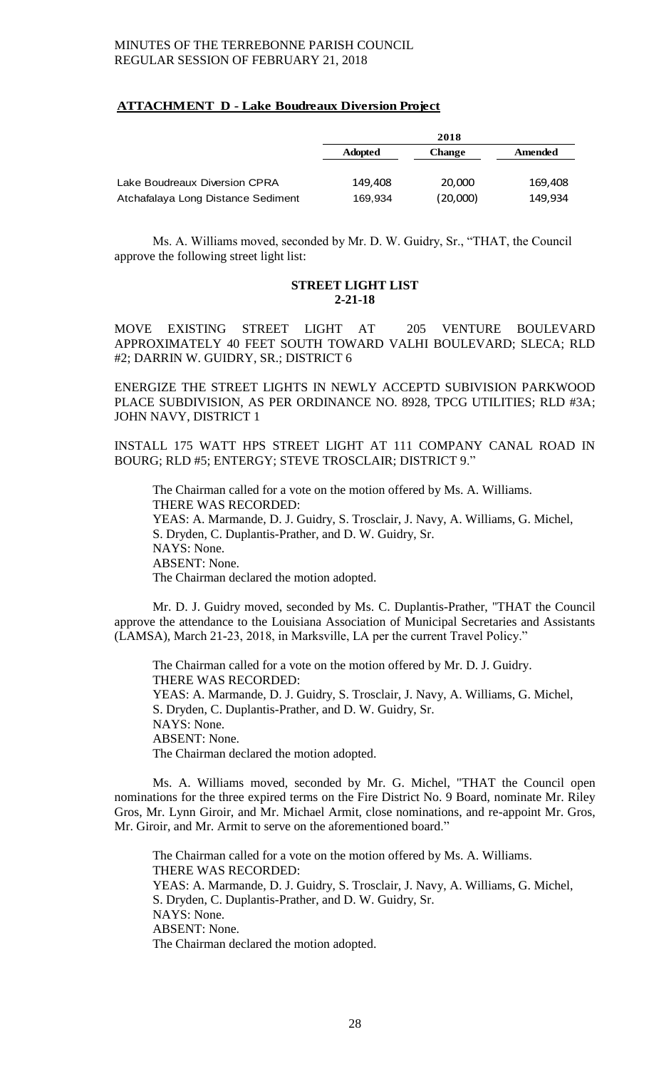**ATTACHMENT D - Lake Boudreaux Diversion Project**

| | 2018 | | |
|---|---|---|---|
| | **Adopted** | **Change** | **Amended** |
| Lake Boudreaux Diversion CPRA | 149,408 | 20,000 | 169,408 |
| Atchafalaya Long Distance Sediment | 169,934 | (20,000) | 149,934 |

Ms. A. Williams moved, seconded by Mr. D. W. Guidry, Sr., "THAT, the Council approve the following street light list:

**STREET LIGHT LIST**
**2-21-18**

MOVE EXISTING STREET LIGHT AT 205 VENTURE BOULEVARD APPROXIMATELY 40 FEET SOUTH TOWARD VALHI BOULEVARD; SLECA; RLD #2; DARRIN W. GUIDRY, SR.; DISTRICT 6

ENERGIZE THE STREET LIGHTS IN NEWLY ACCEPTD SUBIVISION PARKWOOD PLACE SUBDIVISION, AS PER ORDINANCE NO. 8928, TPCG UTILITIES; RLD #3A; JOHN NAVY, DISTRICT 1

INSTALL 175 WATT HPS STREET LIGHT AT 111 COMPANY CANAL ROAD IN BOURG; RLD #5; ENTERGY; STEVE TROSCLAIR; DISTRICT 9."

The Chairman called for a vote on the motion offered by Ms. A. Williams.
THERE WAS RECORDED:
YEAS: A. Marmande, D. J. Guidry, S. Trosclair, J. Navy, A. Williams, G. Michel, S. Dryden, C. Duplantis-Prather, and D. W. Guidry, Sr.
NAYS: None.
ABSENT: None.
The Chairman declared the motion adopted.

Mr. D. J. Guidry moved, seconded by Ms. C. Duplantis-Prather, "THAT the Council approve the attendance to the Louisiana Association of Municipal Secretaries and Assistants (LAMSA), March 21-23, 2018, in Marksville, LA per the current Travel Policy."

The Chairman called for a vote on the motion offered by Mr. D. J. Guidry.
THERE WAS RECORDED:
YEAS: A. Marmande, D. J. Guidry, S. Trosclair, J. Navy, A. Williams, G. Michel, S. Dryden, C. Duplantis-Prather, and D. W. Guidry, Sr.
NAYS: None.
ABSENT: None.
The Chairman declared the motion adopted.

Ms. A. Williams moved, seconded by Mr. G. Michel, "THAT the Council open nominations for the three expired terms on the Fire District No. 9 Board, nominate Mr. Riley Gros, Mr. Lynn Giroir, and Mr. Michael Armit, close nominations, and re-appoint Mr. Gros, Mr. Giroir, and Mr. Armit to serve on the aforementioned board."

The Chairman called for a vote on the motion offered by Ms. A. Williams.
THERE WAS RECORDED:
YEAS: A. Marmande, D. J. Guidry, S. Trosclair, J. Navy, A. Williams, G. Michel, S. Dryden, C. Duplantis-Prather, and D. W. Guidry, Sr.
NAYS: None.
ABSENT: None.
The Chairman declared the motion adopted.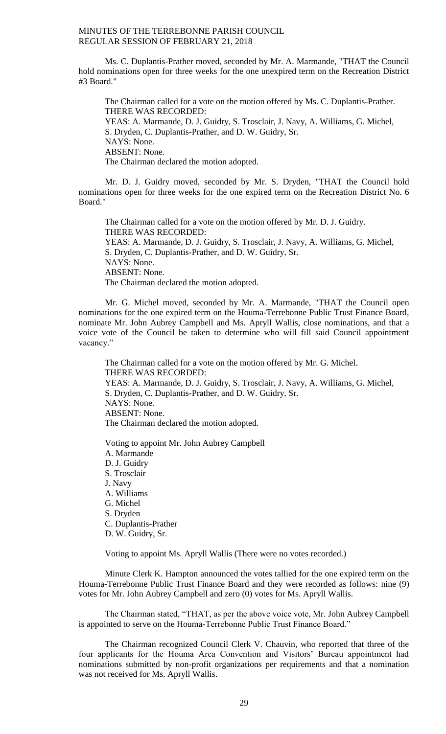Ms. C. Duplantis-Prather moved, seconded by Mr. A. Marmande, "THAT the Council hold nominations open for three weeks for the one unexpired term on the Recreation District #3 Board."

The Chairman called for a vote on the motion offered by Ms. C. Duplantis-Prather.
THERE WAS RECORDED:
YEAS: A. Marmande, D. J. Guidry, S. Trosclair, J. Navy, A. Williams, G. Michel, S. Dryden, C. Duplantis-Prather, and D. W. Guidry, Sr.
NAYS: None.
ABSENT: None.
The Chairman declared the motion adopted.

Mr. D. J. Guidry moved, seconded by Mr. S. Dryden, "THAT the Council hold nominations open for three weeks for the one expired term on the Recreation District No. 6 Board."

The Chairman called for a vote on the motion offered by Mr. D. J. Guidry.
THERE WAS RECORDED:
YEAS: A. Marmande, D. J. Guidry, S. Trosclair, J. Navy, A. Williams, G. Michel, S. Dryden, C. Duplantis-Prather, and D. W. Guidry, Sr.
NAYS: None.
ABSENT: None.
The Chairman declared the motion adopted.

Mr. G. Michel moved, seconded by Mr. A. Marmande, "THAT the Council open nominations for the one expired term on the Houma-Terrebonne Public Trust Finance Board, nominate Mr. John Aubrey Campbell and Ms. Apryll Wallis, close nominations, and that a voice vote of the Council be taken to determine who will fill said Council appointment vacancy."

The Chairman called for a vote on the motion offered by Mr. G. Michel.
THERE WAS RECORDED:
YEAS: A. Marmande, D. J. Guidry, S. Trosclair, J. Navy, A. Williams, G. Michel, S. Dryden, C. Duplantis-Prather, and D. W. Guidry, Sr.
NAYS: None.
ABSENT: None.
The Chairman declared the motion adopted.

Voting to appoint Mr. John Aubrey Campbell
A. Marmande
D. J. Guidry
S. Trosclair
J. Navy
A. Williams
G. Michel
S. Dryden
C. Duplantis-Prather
D. W. Guidry, Sr.

Voting to appoint Ms. Apryll Wallis (There were no votes recorded.)

Minute Clerk K. Hampton announced the votes tallied for the one expired term on the Houma-Terrebonne Public Trust Finance Board and they were recorded as follows: nine (9) votes for Mr. John Aubrey Campbell and zero (0) votes for Ms. Apryll Wallis.

The Chairman stated, "THAT, as per the above voice vote, Mr. John Aubrey Campbell is appointed to serve on the Houma-Terrebonne Public Trust Finance Board."

The Chairman recognized Council Clerk V. Chauvin, who reported that three of the four applicants for the Houma Area Convention and Visitors' Bureau appointment had nominations submitted by non-profit organizations per requirements and that a nomination was not received for Ms. Apryll Wallis.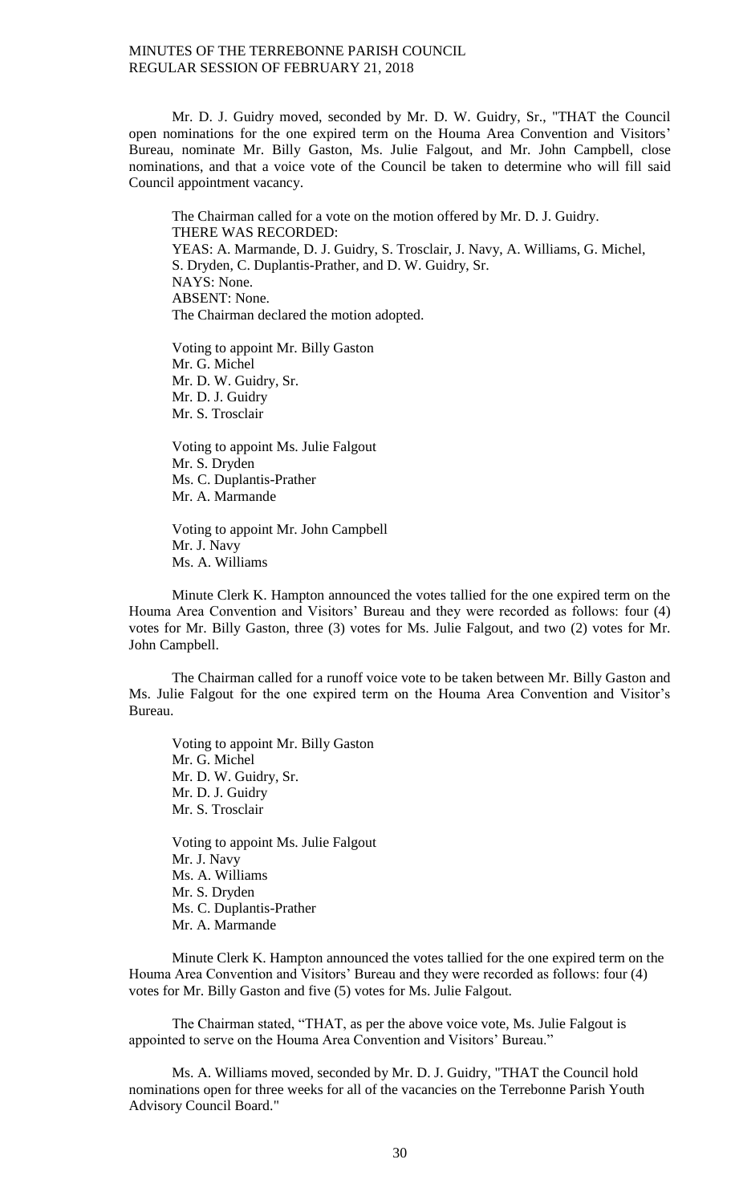Mr. D. J. Guidry moved, seconded by Mr. D. W. Guidry, Sr., "THAT the Council open nominations for the one expired term on the Houma Area Convention and Visitors' Bureau, nominate Mr. Billy Gaston, Ms. Julie Falgout, and Mr. John Campbell, close nominations, and that a voice vote of the Council be taken to determine who will fill said Council appointment vacancy.

The Chairman called for a vote on the motion offered by Mr. D. J. Guidry.
THERE WAS RECORDED:
YEAS: A. Marmande, D. J. Guidry, S. Trosclair, J. Navy, A. Williams, G. Michel, S. Dryden, C. Duplantis-Prather, and D. W. Guidry, Sr.
NAYS: None.
ABSENT: None.
The Chairman declared the motion adopted.

Voting to appoint Mr. Billy Gaston
Mr. G. Michel
Mr. D. W. Guidry, Sr.
Mr. D. J. Guidry
Mr. S. Trosclair

Voting to appoint Ms. Julie Falgout
Mr. S. Dryden
Ms. C. Duplantis-Prather
Mr. A. Marmande

Voting to appoint Mr. John Campbell
Mr. J. Navy
Ms. A. Williams

Minute Clerk K. Hampton announced the votes tallied for the one expired term on the Houma Area Convention and Visitors' Bureau and they were recorded as follows: four (4) votes for Mr. Billy Gaston, three (3) votes for Ms. Julie Falgout, and two (2) votes for Mr. John Campbell.

The Chairman called for a runoff voice vote to be taken between Mr. Billy Gaston and Ms. Julie Falgout for the one expired term on the Houma Area Convention and Visitor's Bureau.

Voting to appoint Mr. Billy Gaston
Mr. G. Michel
Mr. D. W. Guidry, Sr.
Mr. D. J. Guidry
Mr. S. Trosclair

Voting to appoint Ms. Julie Falgout
Mr. J. Navy
Ms. A. Williams
Mr. S. Dryden
Ms. C. Duplantis-Prather
Mr. A. Marmande

Minute Clerk K. Hampton announced the votes tallied for the one expired term on the Houma Area Convention and Visitors' Bureau and they were recorded as follows: four (4) votes for Mr. Billy Gaston and five (5) votes for Ms. Julie Falgout.

The Chairman stated, "THAT, as per the above voice vote, Ms. Julie Falgout is appointed to serve on the Houma Area Convention and Visitors' Bureau."

Ms. A. Williams moved, seconded by Mr. D. J. Guidry, "THAT the Council hold nominations open for three weeks for all of the vacancies on the Terrebonne Parish Youth Advisory Council Board."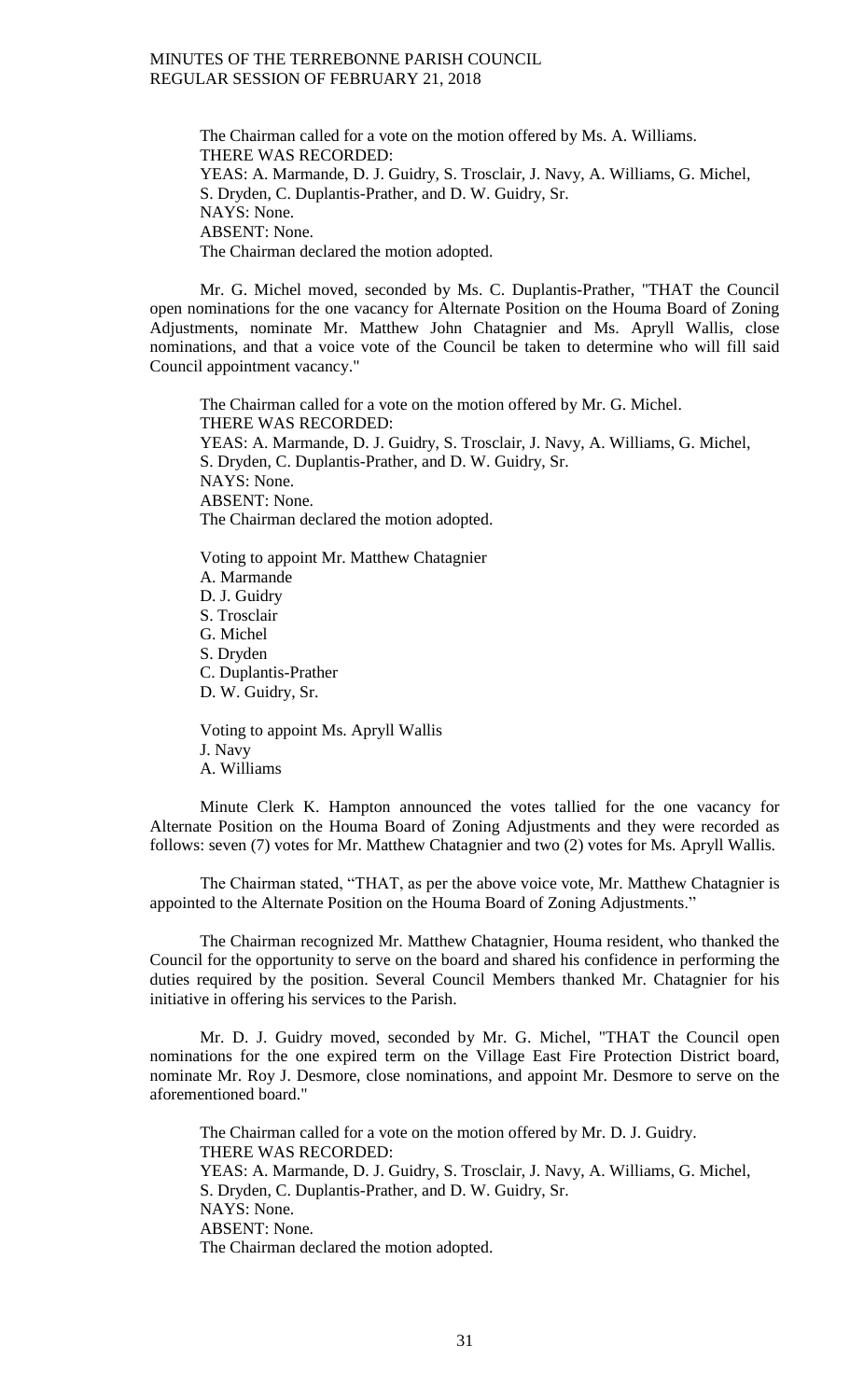The Chairman called for a vote on the motion offered by Ms. A. Williams.
THERE WAS RECORDED:
YEAS: A. Marmande, D. J. Guidry, S. Trosclair, J. Navy, A. Williams, G. Michel, S. Dryden, C. Duplantis-Prather, and D. W. Guidry, Sr.
NAYS: None.
ABSENT: None.
The Chairman declared the motion adopted.

Mr. G. Michel moved, seconded by Ms. C. Duplantis-Prather, "THAT the Council open nominations for the one vacancy for Alternate Position on the Houma Board of Zoning Adjustments, nominate Mr. Matthew John Chatagnier and Ms. Apryll Wallis, close nominations, and that a voice vote of the Council be taken to determine who will fill said Council appointment vacancy."

The Chairman called for a vote on the motion offered by Mr. G. Michel.
THERE WAS RECORDED:
YEAS: A. Marmande, D. J. Guidry, S. Trosclair, J. Navy, A. Williams, G. Michel, S. Dryden, C. Duplantis-Prather, and D. W. Guidry, Sr.
NAYS: None.
ABSENT: None.
The Chairman declared the motion adopted.

Voting to appoint Mr. Matthew Chatagnier
A. Marmande
D. J. Guidry
S. Trosclair
G. Michel
S. Dryden
C. Duplantis-Prather
D. W. Guidry, Sr.

Voting to appoint Ms. Apryll Wallis
J. Navy
A. Williams

Minute Clerk K. Hampton announced the votes tallied for the one vacancy for Alternate Position on the Houma Board of Zoning Adjustments and they were recorded as follows: seven (7) votes for Mr. Matthew Chatagnier and two (2) votes for Ms. Apryll Wallis.

The Chairman stated, "THAT, as per the above voice vote, Mr. Matthew Chatagnier is appointed to the Alternate Position on the Houma Board of Zoning Adjustments."

The Chairman recognized Mr. Matthew Chatagnier, Houma resident, who thanked the Council for the opportunity to serve on the board and shared his confidence in performing the duties required by the position. Several Council Members thanked Mr. Chatagnier for his initiative in offering his services to the Parish.

Mr. D. J. Guidry moved, seconded by Mr. G. Michel, "THAT the Council open nominations for the one expired term on the Village East Fire Protection District board, nominate Mr. Roy J. Desmore, close nominations, and appoint Mr. Desmore to serve on the aforementioned board."

The Chairman called for a vote on the motion offered by Mr. D. J. Guidry.
THERE WAS RECORDED:
YEAS: A. Marmande, D. J. Guidry, S. Trosclair, J. Navy, A. Williams, G. Michel, S. Dryden, C. Duplantis-Prather, and D. W. Guidry, Sr.
NAYS: None.
ABSENT: None.
The Chairman declared the motion adopted.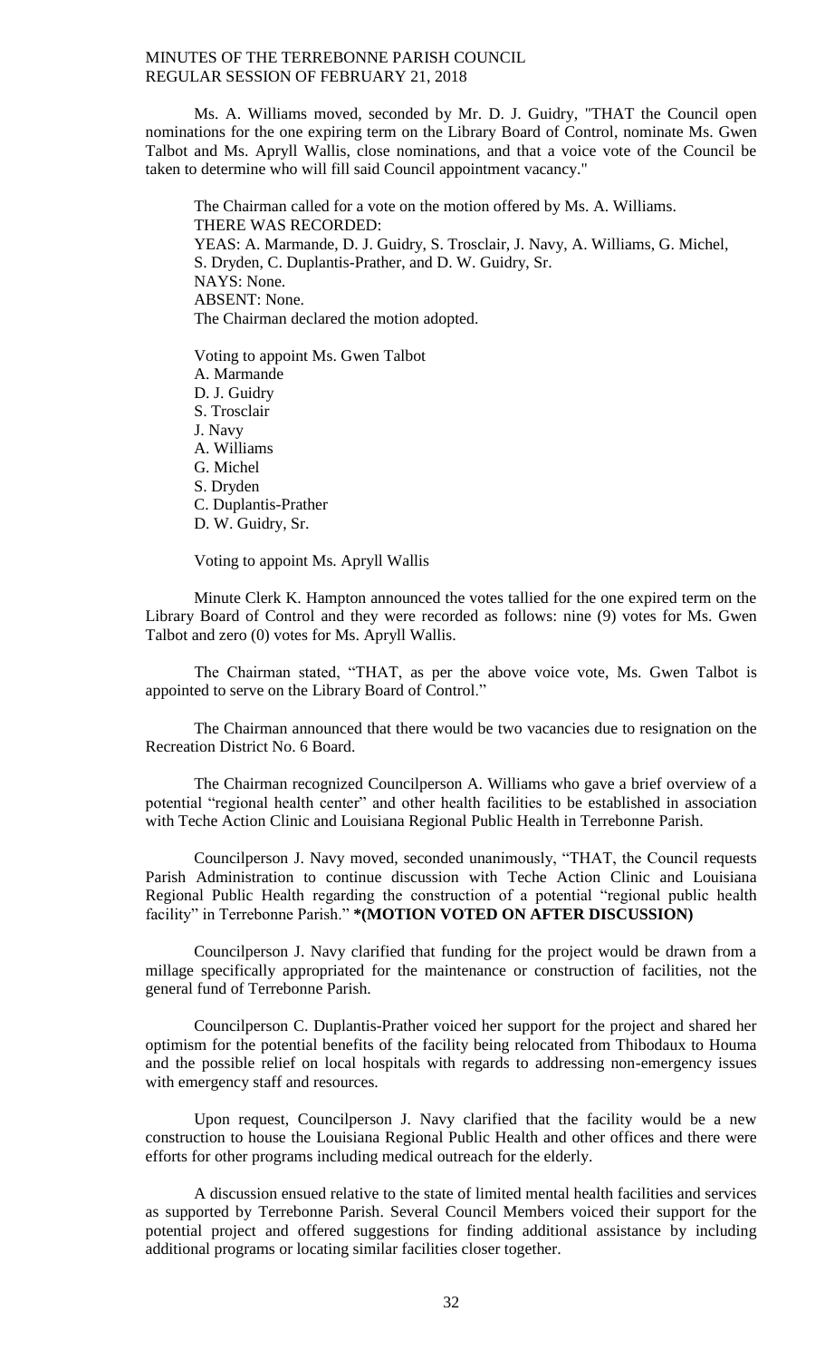Ms. A. Williams moved, seconded by Mr. D. J. Guidry, "THAT the Council open nominations for the one expiring term on the Library Board of Control, nominate Ms. Gwen Talbot and Ms. Apryll Wallis, close nominations, and that a voice vote of the Council be taken to determine who will fill said Council appointment vacancy."

The Chairman called for a vote on the motion offered by Ms. A. Williams.
THERE WAS RECORDED:
YEAS: A. Marmande, D. J. Guidry, S. Trosclair, J. Navy, A. Williams, G. Michel, S. Dryden, C. Duplantis-Prather, and D. W. Guidry, Sr.
NAYS: None.
ABSENT: None.
The Chairman declared the motion adopted.

Voting to appoint Ms. Gwen Talbot
A. Marmande
D. J. Guidry
S. Trosclair
J. Navy
A. Williams
G. Michel
S. Dryden
C. Duplantis-Prather
D. W. Guidry, Sr.

Voting to appoint Ms. Apryll Wallis

Minute Clerk K. Hampton announced the votes tallied for the one expired term on the Library Board of Control and they were recorded as follows: nine (9) votes for Ms. Gwen Talbot and zero (0) votes for Ms. Apryll Wallis.

The Chairman stated, "THAT, as per the above voice vote, Ms. Gwen Talbot is appointed to serve on the Library Board of Control."

The Chairman announced that there would be two vacancies due to resignation on the Recreation District No. 6 Board.

The Chairman recognized Councilperson A. Williams who gave a brief overview of a potential "regional health center" and other health facilities to be established in association with Teche Action Clinic and Louisiana Regional Public Health in Terrebonne Parish.

Councilperson J. Navy moved, seconded unanimously, "THAT, the Council requests Parish Administration to continue discussion with Teche Action Clinic and Louisiana Regional Public Health regarding the construction of a potential "regional public health facility" in Terrebonne Parish." **\*(MOTION VOTED ON AFTER DISCUSSION)**

Councilperson J. Navy clarified that funding for the project would be drawn from a millage specifically appropriated for the maintenance or construction of facilities, not the general fund of Terrebonne Parish.

Councilperson C. Duplantis-Prather voiced her support for the project and shared her optimism for the potential benefits of the facility being relocated from Thibodaux to Houma and the possible relief on local hospitals with regards to addressing non-emergency issues with emergency staff and resources.

Upon request, Councilperson J. Navy clarified that the facility would be a new construction to house the Louisiana Regional Public Health and other offices and there were efforts for other programs including medical outreach for the elderly.

A discussion ensued relative to the state of limited mental health facilities and services as supported by Terrebonne Parish. Several Council Members voiced their support for the potential project and offered suggestions for finding additional assistance by including additional programs or locating similar facilities closer together.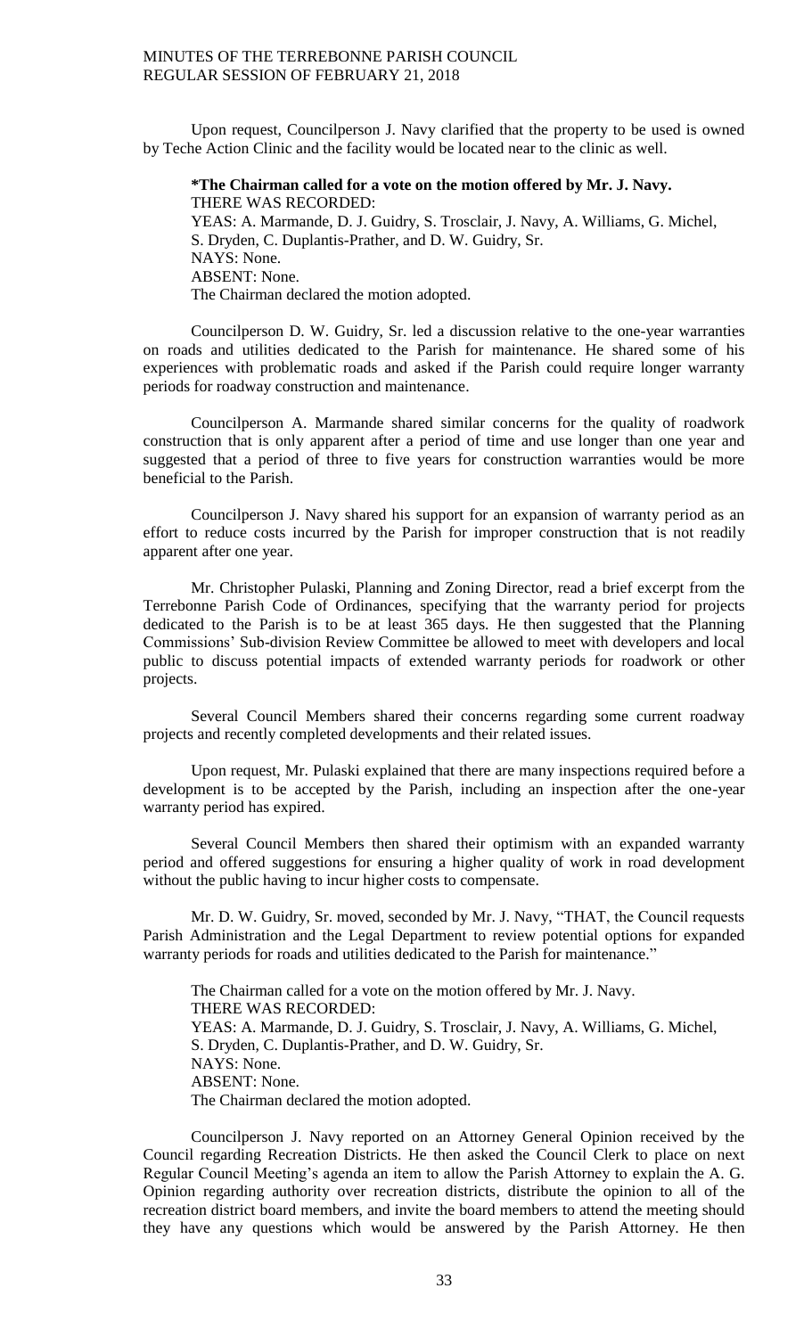Upon request, Councilperson J. Navy clarified that the property to be used is owned by Teche Action Clinic and the facility would be located near to the clinic as well.

**\*The Chairman called for a vote on the motion offered by Mr. J. Navy.**
THERE WAS RECORDED:
YEAS: A. Marmande, D. J. Guidry, S. Trosclair, J. Navy, A. Williams, G. Michel, S. Dryden, C. Duplantis-Prather, and D. W. Guidry, Sr.
NAYS: None.
ABSENT: None.
The Chairman declared the motion adopted.

Councilperson D. W. Guidry, Sr. led a discussion relative to the one-year warranties on roads and utilities dedicated to the Parish for maintenance. He shared some of his experiences with problematic roads and asked if the Parish could require longer warranty periods for roadway construction and maintenance.

Councilperson A. Marmande shared similar concerns for the quality of roadwork construction that is only apparent after a period of time and use longer than one year and suggested that a period of three to five years for construction warranties would be more beneficial to the Parish.

Councilperson J. Navy shared his support for an expansion of warranty period as an effort to reduce costs incurred by the Parish for improper construction that is not readily apparent after one year.

Mr. Christopher Pulaski, Planning and Zoning Director, read a brief excerpt from the Terrebonne Parish Code of Ordinances, specifying that the warranty period for projects dedicated to the Parish is to be at least 365 days. He then suggested that the Planning Commissions' Sub-division Review Committee be allowed to meet with developers and local public to discuss potential impacts of extended warranty periods for roadwork or other projects.

Several Council Members shared their concerns regarding some current roadway projects and recently completed developments and their related issues.

Upon request, Mr. Pulaski explained that there are many inspections required before a development is to be accepted by the Parish, including an inspection after the one-year warranty period has expired.

Several Council Members then shared their optimism with an expanded warranty period and offered suggestions for ensuring a higher quality of work in road development without the public having to incur higher costs to compensate.

Mr. D. W. Guidry, Sr. moved, seconded by Mr. J. Navy, "THAT, the Council requests Parish Administration and the Legal Department to review potential options for expanded warranty periods for roads and utilities dedicated to the Parish for maintenance."

The Chairman called for a vote on the motion offered by Mr. J. Navy.
THERE WAS RECORDED:
YEAS: A. Marmande, D. J. Guidry, S. Trosclair, J. Navy, A. Williams, G. Michel, S. Dryden, C. Duplantis-Prather, and D. W. Guidry, Sr.
NAYS: None.
ABSENT: None.
The Chairman declared the motion adopted.

Councilperson J. Navy reported on an Attorney General Opinion received by the Council regarding Recreation Districts. He then asked the Council Clerk to place on next Regular Council Meeting's agenda an item to allow the Parish Attorney to explain the A. G. Opinion regarding authority over recreation districts, distribute the opinion to all of the recreation district board members, and invite the board members to attend the meeting should they have any questions which would be answered by the Parish Attorney. He then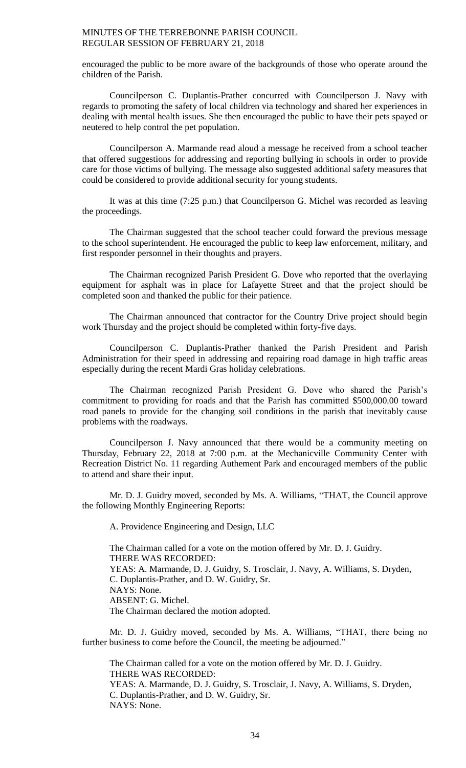encouraged the public to be more aware of the backgrounds of those who operate around the children of the Parish.

Councilperson C. Duplantis-Prather concurred with Councilperson J. Navy with regards to promoting the safety of local children via technology and shared her experiences in dealing with mental health issues. She then encouraged the public to have their pets spayed or neutered to help control the pet population.

Councilperson A. Marmande read aloud a message he received from a school teacher that offered suggestions for addressing and reporting bullying in schools in order to provide care for those victims of bullying. The message also suggested additional safety measures that could be considered to provide additional security for young students.

It was at this time (7:25 p.m.) that Councilperson G. Michel was recorded as leaving the proceedings.

The Chairman suggested that the school teacher could forward the previous message to the school superintendent. He encouraged the public to keep law enforcement, military, and first responder personnel in their thoughts and prayers.

The Chairman recognized Parish President G. Dove who reported that the overlaying equipment for asphalt was in place for Lafayette Street and that the project should be completed soon and thanked the public for their patience.

The Chairman announced that contractor for the Country Drive project should begin work Thursday and the project should be completed within forty-five days.

Councilperson C. Duplantis-Prather thanked the Parish President and Parish Administration for their speed in addressing and repairing road damage in high traffic areas especially during the recent Mardi Gras holiday celebrations.

The Chairman recognized Parish President G. Dove who shared the Parish's commitment to providing for roads and that the Parish has committed $500,000.00 toward road panels to provide for the changing soil conditions in the parish that inevitably cause problems with the roadways.

Councilperson J. Navy announced that there would be a community meeting on Thursday, February 22, 2018 at 7:00 p.m. at the Mechanicville Community Center with Recreation District No. 11 regarding Authement Park and encouraged members of the public to attend and share their input.

Mr. D. J. Guidry moved, seconded by Ms. A. Williams, "THAT, the Council approve the following Monthly Engineering Reports:

A. Providence Engineering and Design, LLC

The Chairman called for a vote on the motion offered by Mr. D. J. Guidry.
THERE WAS RECORDED:
YEAS: A. Marmande, D. J. Guidry, S. Trosclair, J. Navy, A. Williams, S. Dryden, C. Duplantis-Prather, and D. W. Guidry, Sr.
NAYS: None.
ABSENT: G. Michel.
The Chairman declared the motion adopted.

Mr. D. J. Guidry moved, seconded by Ms. A. Williams, "THAT, there being no further business to come before the Council, the meeting be adjourned."

The Chairman called for a vote on the motion offered by Mr. D. J. Guidry.
THERE WAS RECORDED:
YEAS: A. Marmande, D. J. Guidry, S. Trosclair, J. Navy, A. Williams, S. Dryden, C. Duplantis-Prather, and D. W. Guidry, Sr.
NAYS: None.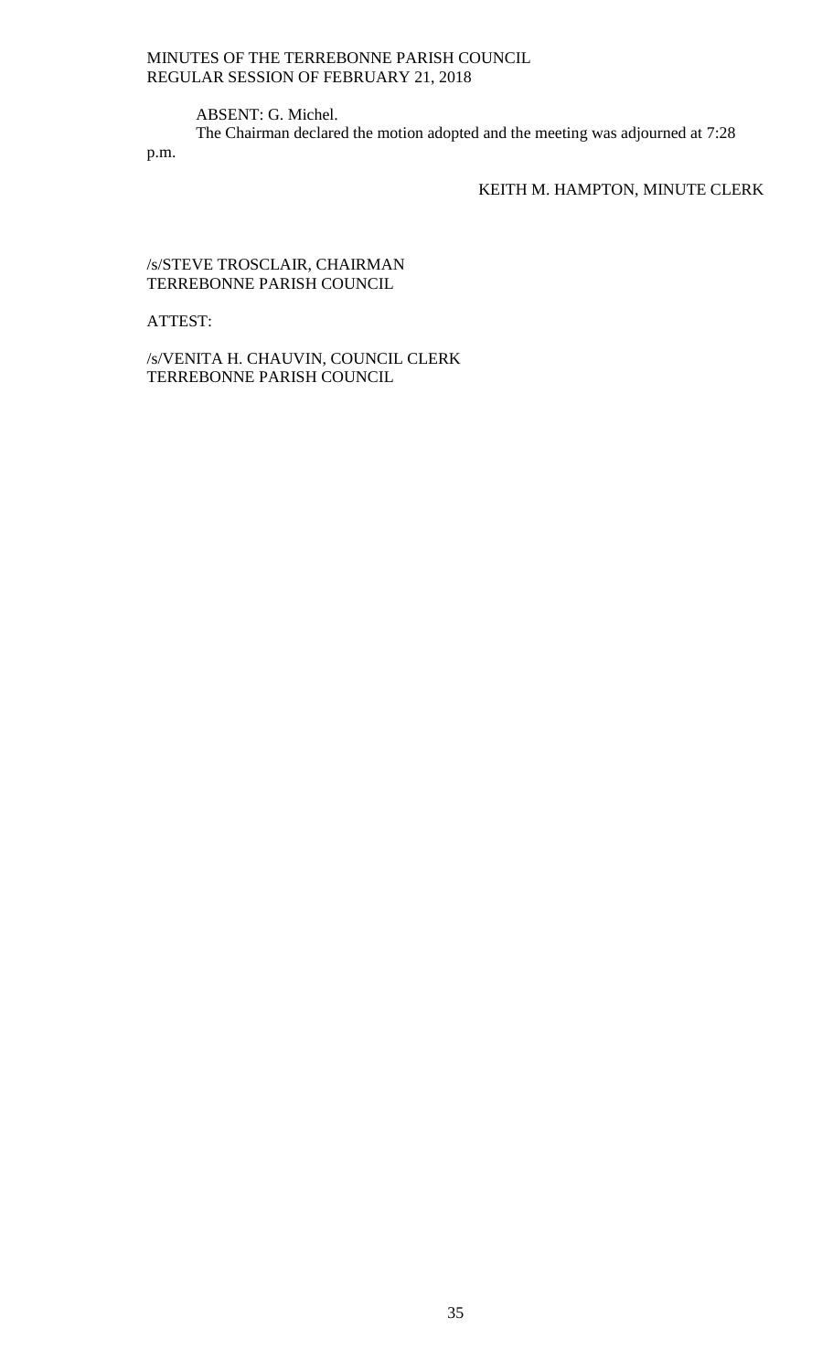ABSENT: G. Michel.

The Chairman declared the motion adopted and the meeting was adjourned at 7:28 p.m.

KEITH M. HAMPTON, MINUTE CLERK

/s/STEVE TROSCLAIR, CHAIRMAN
TERREBONNE PARISH COUNCIL

ATTEST:

/s/VENITA H. CHAUVIN, COUNCIL CLERK
TERREBONNE PARISH COUNCIL